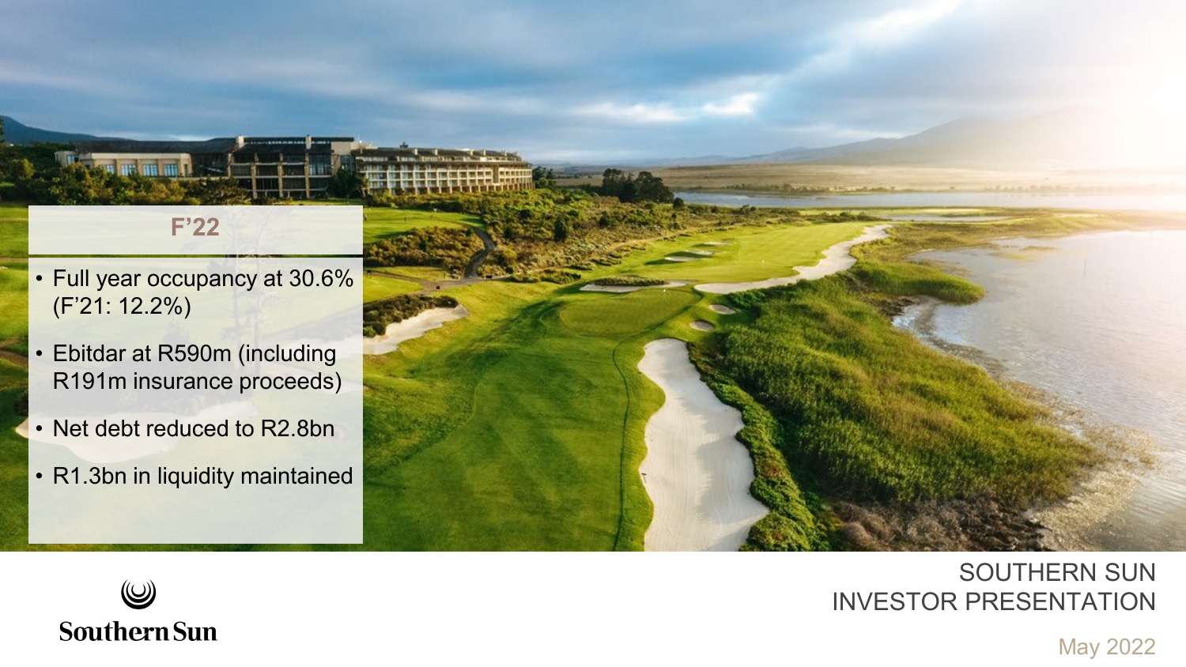# SOUTHERN SUN INVESTOR PRESENTATION

May 2022

## F'22

- Full year occupancy at 30.6% (F'21: 12.2%)
- Ebitdar at R590m (including R191m insurance proceeds)
- Net debt reduced to R2.8bn
- R1.3bn in liquidity maintained

Southern Sun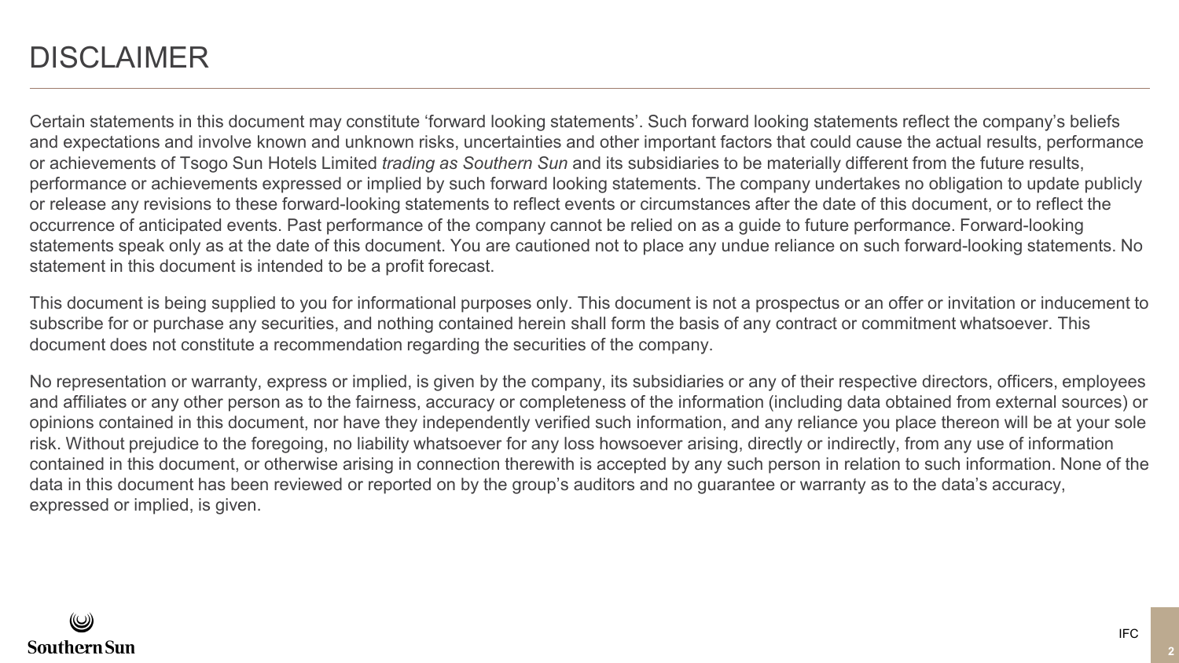# DISCLAIMER

Certain statements in this document may constitute 'forward looking statements'. Such forward looking statements reflect the company's beliefs and expectations and involve known and unknown risks, uncertainties and other important factors that could cause the actual results, performance or achievements of Tsogo Sun Hotels Limited *trading as Southern Sun* and its subsidiaries to be materially different from the future results, performance or achievements expressed or implied by such forward looking statements. The company undertakes no obligation to update publicly or release any revisions to these forward-looking statements to reflect events or circumstances after the date of this document, or to reflect the occurrence of anticipated events. Past performance of the company cannot be relied on as a guide to future performance. Forward-looking statements speak only as at the date of this document. You are cautioned not to place any undue reliance on such forward-looking statements. No statement in this document is intended to be a profit forecast.

This document is being supplied to you for informational purposes only. This document is not a prospectus or an offer or invitation or inducement to subscribe for or purchase any securities, and nothing contained herein shall form the basis of any contract or commitment whatsoever. This document does not constitute a recommendation regarding the securities of the company.

No representation or warranty, express or implied, is given by the company, its subsidiaries or any of their respective directors, officers, employees and affiliates or any other person as to the fairness, accuracy or completeness of the information (including data obtained from external sources) or opinions contained in this document, nor have they independently verified such information, and any reliance you place thereon will be at your sole risk. Without prejudice to the foregoing, no liability whatsoever for any loss howsoever arising, directly or indirectly, from any use of information contained in this document, or otherwise arising in connection therewith is accepted by any such person in relation to such information. None of the data in this document has been reviewed or reported on by the group's auditors and no guarantee or warranty as to the data's accuracy, expressed or implied, is given.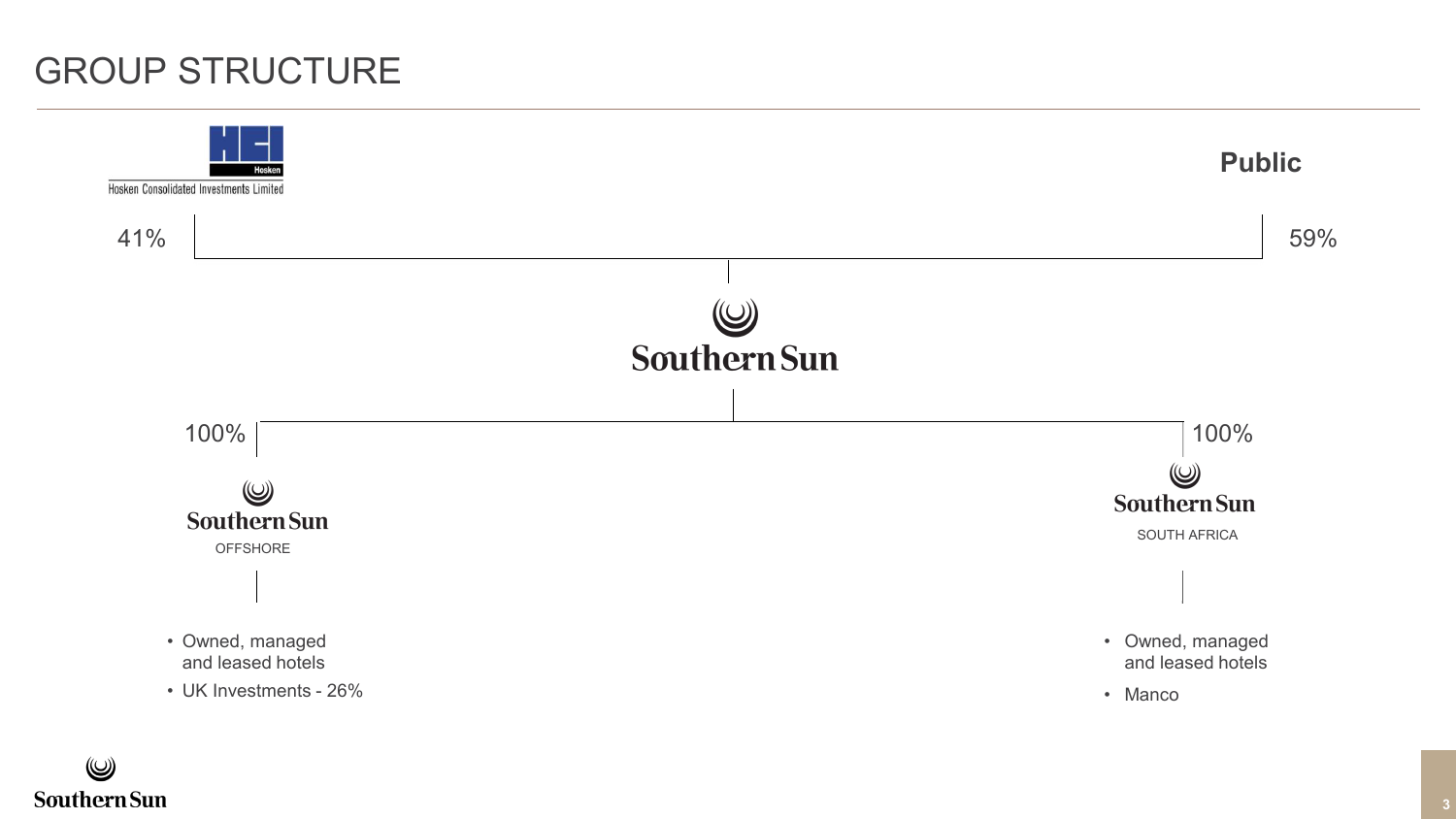# GROUP STRUCTURE

Hosken Consolidated Investments Limited — 41%

Public — 59%

**Southern Sun**

- 100% — Southern Sun OFFSHORE
  - Owned, managed and leased hotels
  - UK Investments - 26%
- 100% — Southern Sun SOUTH AFRICA
  - Owned, managed and leased hotels
  - Manco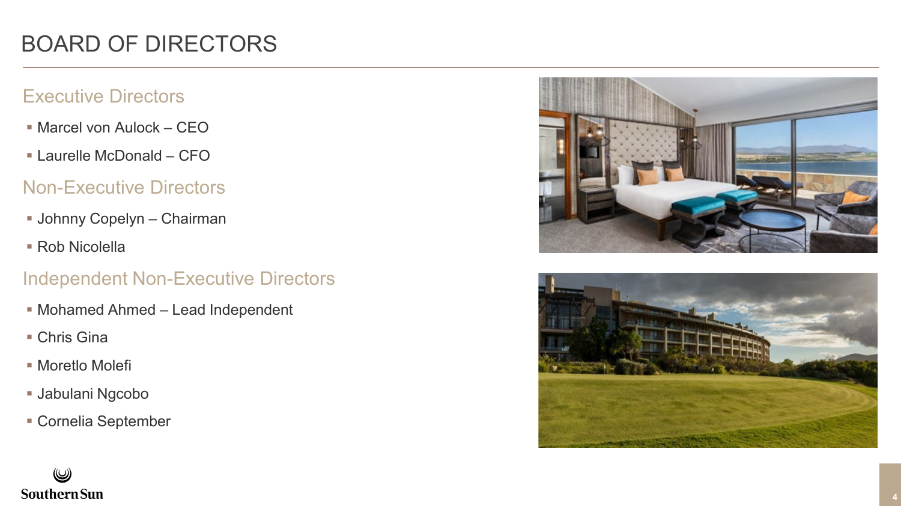# BOARD OF DIRECTORS

## Executive Directors

- Marcel von Aulock – CEO
- Laurelle McDonald – CFO

## Non-Executive Directors

- Johnny Copelyn – Chairman
- Rob Nicolella

## Independent Non-Executive Directors

- Mohamed Ahmed – Lead Independent
- Chris Gina
- Moretlo Molefi
- Jabulani Ngcobo
- Cornelia September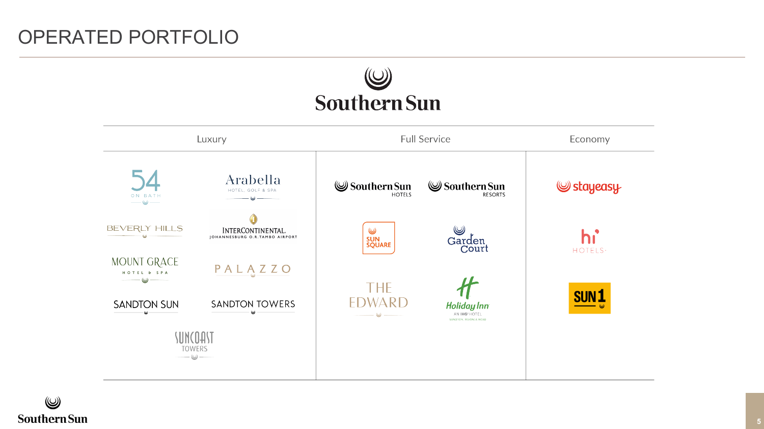# OPERATED PORTFOLIO

## Southern Sun

| Luxury | Full Service | Economy |
| --- | --- | --- |
| 54 on Bath | Southern Sun Hotels | StayEasy |
| Arabella Hotel, Golf & Spa | Southern Sun Resorts | hi Hotels |
| Beverly Hills | Sun Square | SUN1 |
| InterContinental Johannesburg O.R. Tambo Airport | Garden Court | |
| Mount Grace Hotel & Spa | The Edward | |
| Palazzo | Holiday Inn – An IHG Hotel, Sandton, Rivonia Road | |
| Sandton Sun | | |
| Sandton Towers | | |
| Suncoast Towers | | |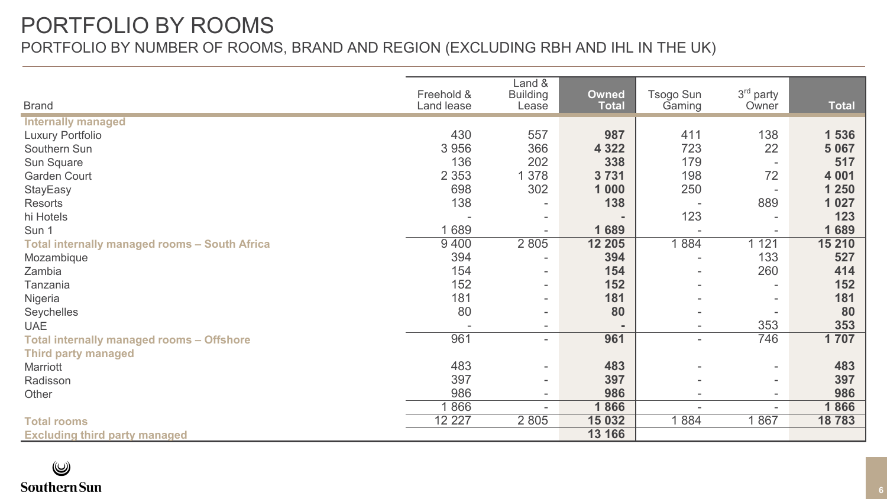# PORTFOLIO BY ROOMS

## PORTFOLIO BY NUMBER OF ROOMS, BRAND AND REGION (EXCLUDING RBH AND IHL IN THE UK)

| Brand | Freehold & Land lease | Land & Building Lease | Owned Total | Tsogo Sun Gaming | 3rd party Owner | Total |
|---|---|---|---|---|---|---|
| **Internally managed** | | | | | | |
| Luxury Portfolio | 430 | 557 | **987** | 411 | 138 | **1 536** |
| Southern Sun | 3 956 | 366 | **4 322** | 723 | 22 | **5 067** |
| Sun Square | 136 | 202 | **338** | 179 | - | **517** |
| Garden Court | 2 353 | 1 378 | **3 731** | 198 | 72 | **4 001** |
| StayEasy | 698 | 302 | **1 000** | 250 | - | **1 250** |
| Resorts | 138 | - | **138** | - | 889 | **1 027** |
| hi Hotels | - | - | **-** | 123 | - | **123** |
| Sun 1 | 1 689 | - | **1 689** | - | - | **1 689** |
| **Total internally managed rooms – South Africa** | 9 400 | 2 805 | **12 205** | 1 884 | 1 121 | **15 210** |
| Mozambique | 394 | - | **394** | - | 133 | **527** |
| Zambia | 154 | - | **154** | - | 260 | **414** |
| Tanzania | 152 | - | **152** | - | - | **152** |
| Nigeria | 181 | - | **181** | - | - | **181** |
| Seychelles | 80 | - | **80** | - | - | **80** |
| UAE | - | - | **-** | - | 353 | **353** |
| **Total internally managed rooms – Offshore** | 961 | - | **961** | - | 746 | **1 707** |
| **Third party managed** | | | | | | |
| Marriott | 483 | - | **483** | - | - | **483** |
| Radisson | 397 | - | **397** | - | - | **397** |
| Other | 986 | - | **986** | - | - | **986** |
| | 1 866 | - | **1 866** | - | - | **1 866** |
| **Total rooms** | 12 227 | 2 805 | **15 032** | 1 884 | 1 867 | **18 783** |
| **Excluding third party managed** | | | **13 166** | | | |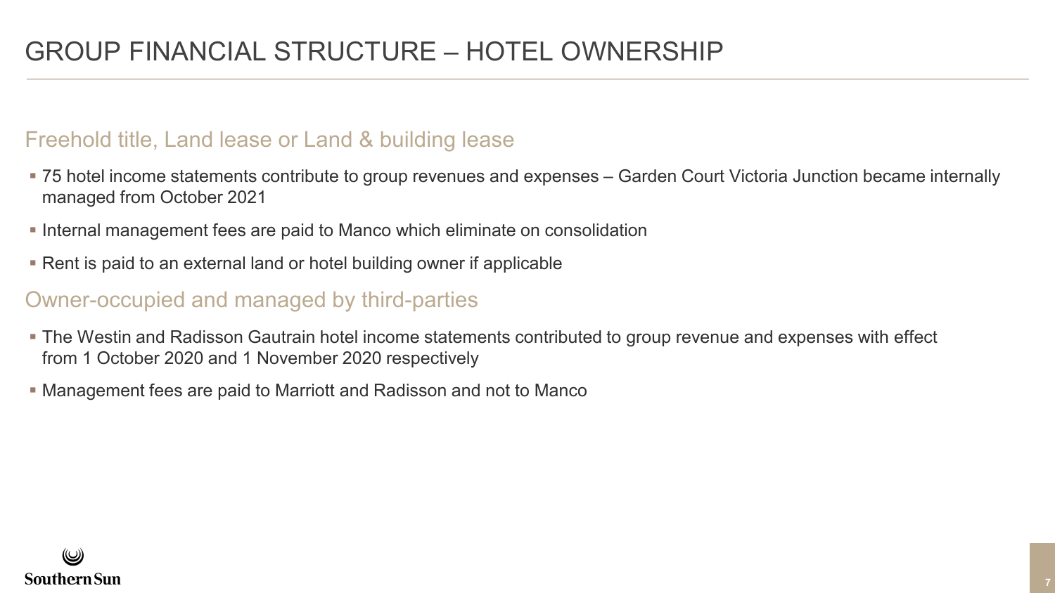# GROUP FINANCIAL STRUCTURE – HOTEL OWNERSHIP

## Freehold title, Land lease or Land & building lease

- 75 hotel income statements contribute to group revenues and expenses – Garden Court Victoria Junction became internally managed from October 2021
- Internal management fees are paid to Manco which eliminate on consolidation
- Rent is paid to an external land or hotel building owner if applicable

## Owner-occupied and managed by third-parties

- The Westin and Radisson Gautrain hotel income statements contributed to group revenue and expenses with effect from 1 October 2020 and 1 November 2020 respectively
- Management fees are paid to Marriott and Radisson and not to Manco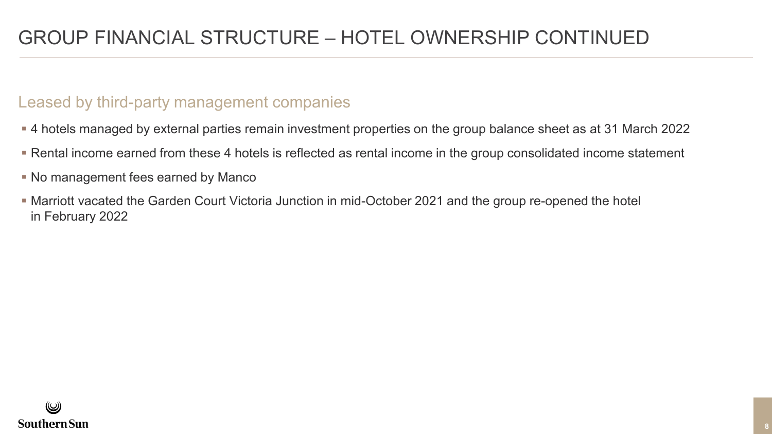# GROUP FINANCIAL STRUCTURE – HOTEL OWNERSHIP CONTINUED

## Leased by third-party management companies

- 4 hotels managed by external parties remain investment properties on the group balance sheet as at 31 March 2022
- Rental income earned from these 4 hotels is reflected as rental income in the group consolidated income statement
- No management fees earned by Manco
- Marriott vacated the Garden Court Victoria Junction in mid-October 2021 and the group re-opened the hotel in February 2022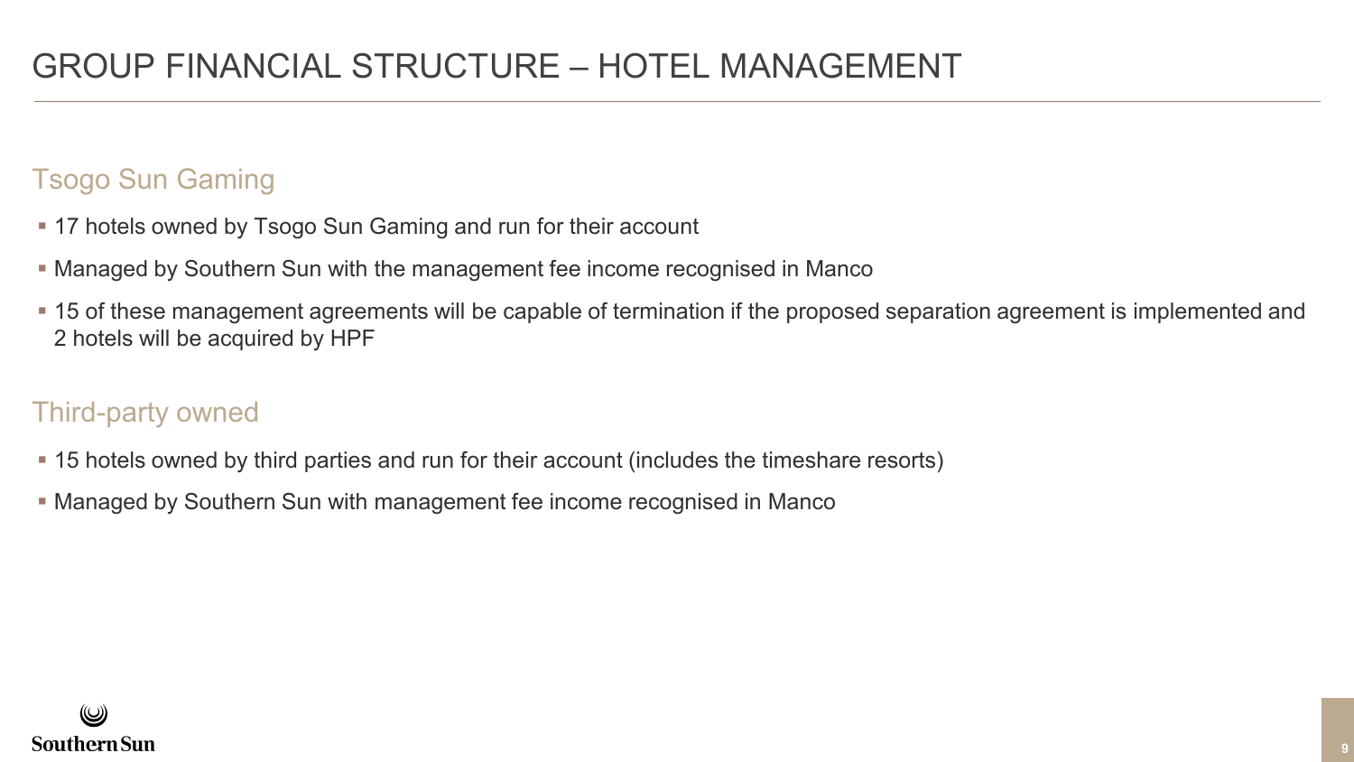# GROUP FINANCIAL STRUCTURE – HOTEL MANAGEMENT

## Tsogo Sun Gaming

- 17 hotels owned by Tsogo Sun Gaming and run for their account
- Managed by Southern Sun with the management fee income recognised in Manco
- 15 of these management agreements will be capable of termination if the proposed separation agreement is implemented and 2 hotels will be acquired by HPF

## Third-party owned

- 15 hotels owned by third parties and run for their account (includes the timeshare resorts)
- Managed by Southern Sun with management fee income recognised in Manco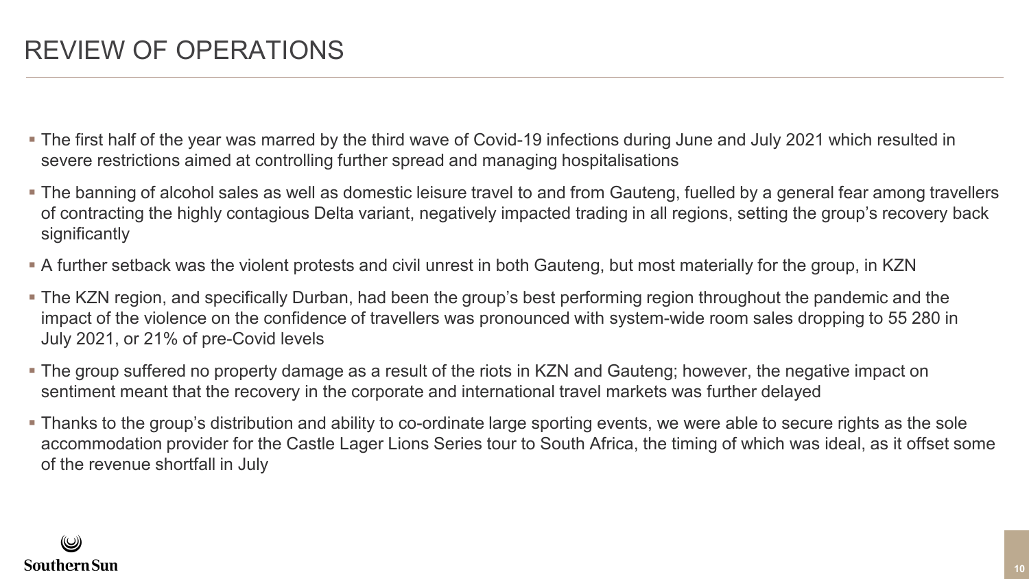# REVIEW OF OPERATIONS

- The first half of the year was marred by the third wave of Covid-19 infections during June and July 2021 which resulted in severe restrictions aimed at controlling further spread and managing hospitalisations
- The banning of alcohol sales as well as domestic leisure travel to and from Gauteng, fuelled by a general fear among travellers of contracting the highly contagious Delta variant, negatively impacted trading in all regions, setting the group's recovery back significantly
- A further setback was the violent protests and civil unrest in both Gauteng, but most materially for the group, in KZN
- The KZN region, and specifically Durban, had been the group's best performing region throughout the pandemic and the impact of the violence on the confidence of travellers was pronounced with system-wide room sales dropping to 55 280 in July 2021, or 21% of pre-Covid levels
- The group suffered no property damage as a result of the riots in KZN and Gauteng; however, the negative impact on sentiment meant that the recovery in the corporate and international travel markets was further delayed
- Thanks to the group's distribution and ability to co-ordinate large sporting events, we were able to secure rights as the sole accommodation provider for the Castle Lager Lions Series tour to South Africa, the timing of which was ideal, as it offset some of the revenue shortfall in July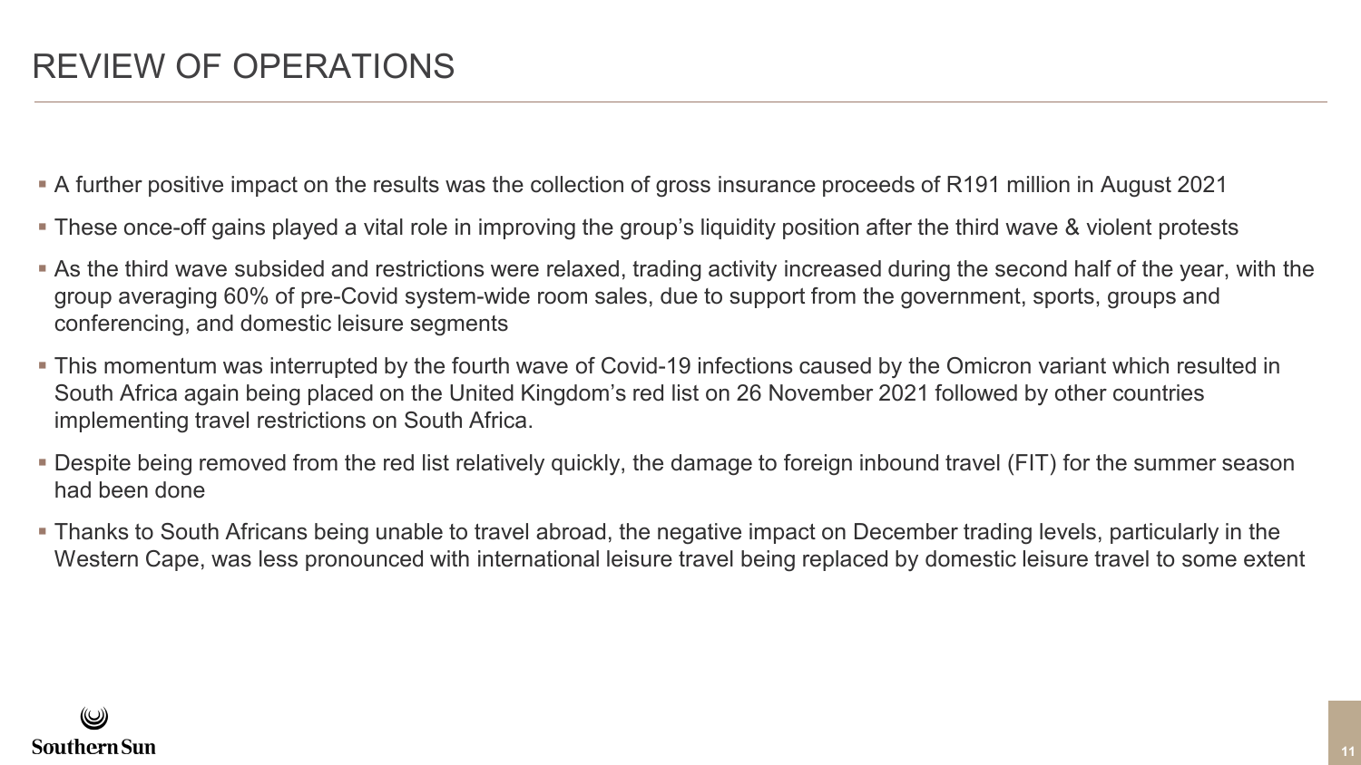# REVIEW OF OPERATIONS

- A further positive impact on the results was the collection of gross insurance proceeds of R191 million in August 2021
- These once-off gains played a vital role in improving the group's liquidity position after the third wave & violent protests
- As the third wave subsided and restrictions were relaxed, trading activity increased during the second half of the year, with the group averaging 60% of pre-Covid system-wide room sales, due to support from the government, sports, groups and conferencing, and domestic leisure segments
- This momentum was interrupted by the fourth wave of Covid-19 infections caused by the Omicron variant which resulted in South Africa again being placed on the United Kingdom's red list on 26 November 2021 followed by other countries implementing travel restrictions on South Africa.
- Despite being removed from the red list relatively quickly, the damage to foreign inbound travel (FIT) for the summer season had been done
- Thanks to South Africans being unable to travel abroad, the negative impact on December trading levels, particularly in the Western Cape, was less pronounced with international leisure travel being replaced by domestic leisure travel to some extent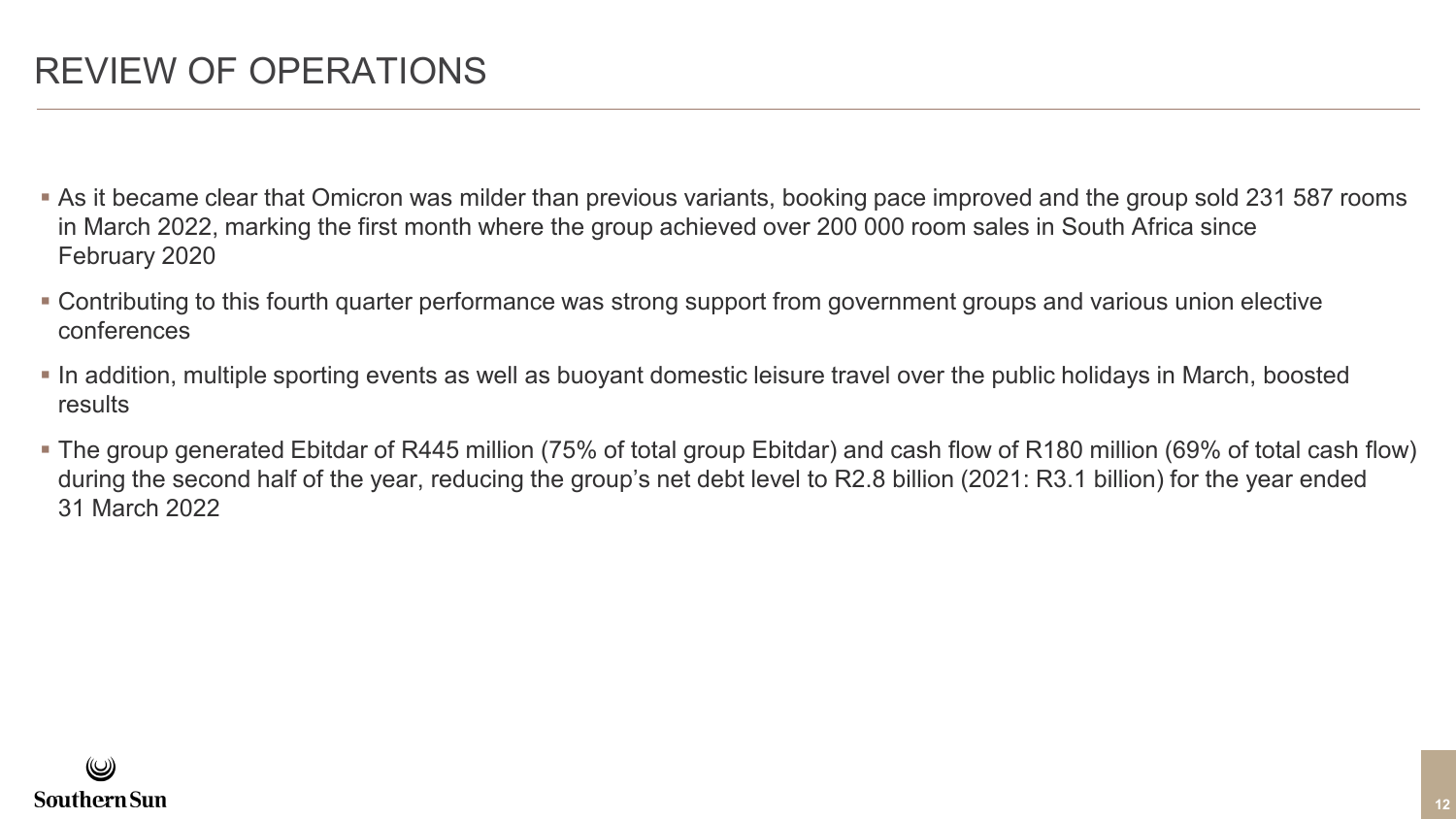# REVIEW OF OPERATIONS

- As it became clear that Omicron was milder than previous variants, booking pace improved and the group sold 231 587 rooms in March 2022, marking the first month where the group achieved over 200 000 room sales in South Africa since February 2020
- Contributing to this fourth quarter performance was strong support from government groups and various union elective conferences
- In addition, multiple sporting events as well as buoyant domestic leisure travel over the public holidays in March, boosted results
- The group generated Ebitdar of R445 million (75% of total group Ebitdar) and cash flow of R180 million (69% of total cash flow) during the second half of the year, reducing the group's net debt level to R2.8 billion (2021: R3.1 billion) for the year ended 31 March 2022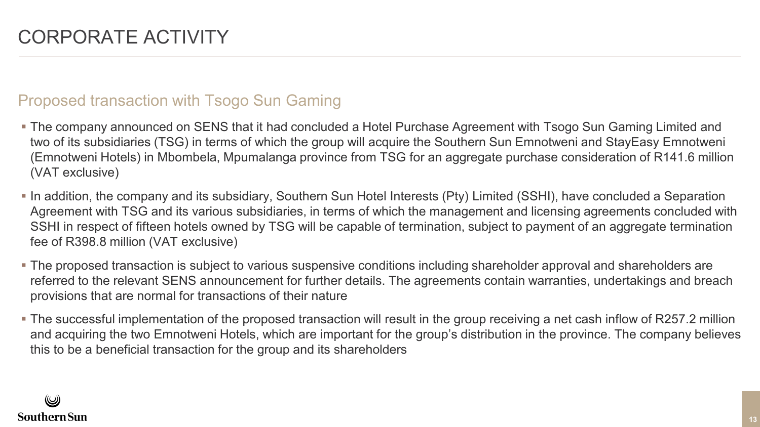# CORPORATE ACTIVITY

## Proposed transaction with Tsogo Sun Gaming

- The company announced on SENS that it had concluded a Hotel Purchase Agreement with Tsogo Sun Gaming Limited and two of its subsidiaries (TSG) in terms of which the group will acquire the Southern Sun Emnotweni and StayEasy Emnotweni (Emnotweni Hotels) in Mbombela, Mpumalanga province from TSG for an aggregate purchase consideration of R141.6 million (VAT exclusive)
- In addition, the company and its subsidiary, Southern Sun Hotel Interests (Pty) Limited (SSHI), have concluded a Separation Agreement with TSG and its various subsidiaries, in terms of which the management and licensing agreements concluded with SSHI in respect of fifteen hotels owned by TSG will be capable of termination, subject to payment of an aggregate termination fee of R398.8 million (VAT exclusive)
- The proposed transaction is subject to various suspensive conditions including shareholder approval and shareholders are referred to the relevant SENS announcement for further details. The agreements contain warranties, undertakings and breach provisions that are normal for transactions of their nature
- The successful implementation of the proposed transaction will result in the group receiving a net cash inflow of R257.2 million and acquiring the two Emnotweni Hotels, which are important for the group's distribution in the province. The company believes this to be a beneficial transaction for the group and its shareholders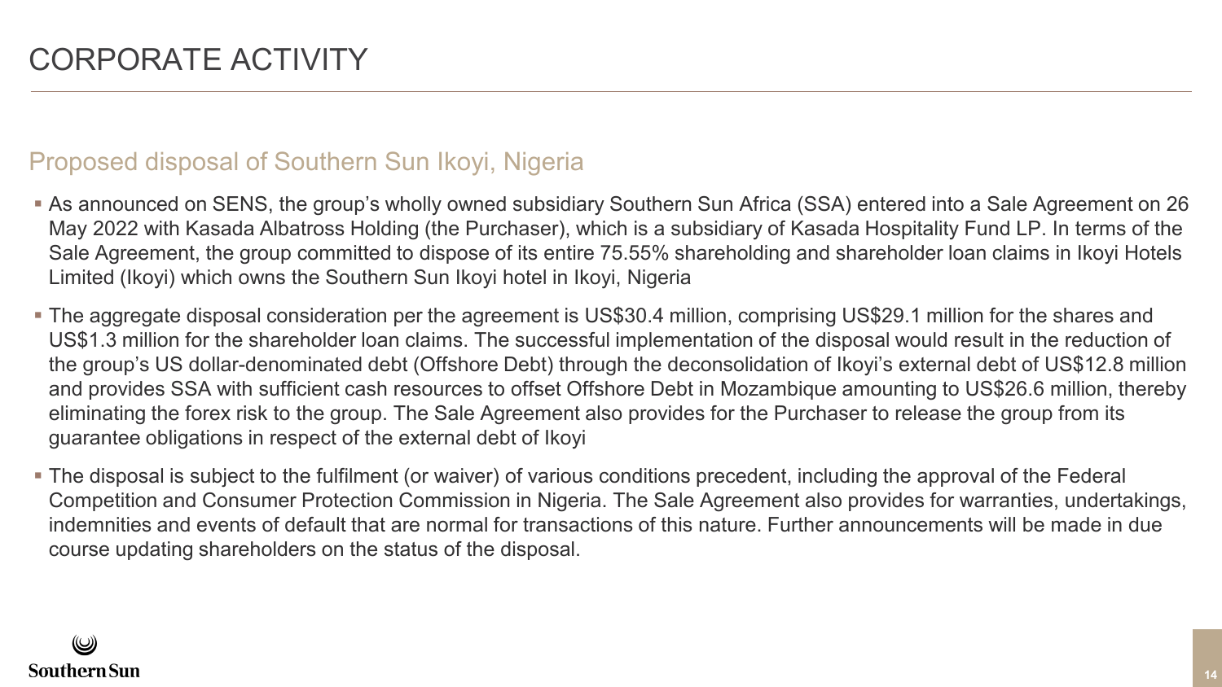# CORPORATE ACTIVITY

## Proposed disposal of Southern Sun Ikoyi, Nigeria

- As announced on SENS, the group's wholly owned subsidiary Southern Sun Africa (SSA) entered into a Sale Agreement on 26 May 2022 with Kasada Albatross Holding (the Purchaser), which is a subsidiary of Kasada Hospitality Fund LP. In terms of the Sale Agreement, the group committed to dispose of its entire 75.55% shareholding and shareholder loan claims in Ikoyi Hotels Limited (Ikoyi) which owns the Southern Sun Ikoyi hotel in Ikoyi, Nigeria
- The aggregate disposal consideration per the agreement is US$30.4 million, comprising US$29.1 million for the shares and US$1.3 million for the shareholder loan claims. The successful implementation of the disposal would result in the reduction of the group's US dollar-denominated debt (Offshore Debt) through the deconsolidation of Ikoyi's external debt of US$12.8 million and provides SSA with sufficient cash resources to offset Offshore Debt in Mozambique amounting to US$26.6 million, thereby eliminating the forex risk to the group. The Sale Agreement also provides for the Purchaser to release the group from its guarantee obligations in respect of the external debt of Ikoyi
- The disposal is subject to the fulfilment (or waiver) of various conditions precedent, including the approval of the Federal Competition and Consumer Protection Commission in Nigeria. The Sale Agreement also provides for warranties, undertakings, indemnities and events of default that are normal for transactions of this nature. Further announcements will be made in due course updating shareholders on the status of the disposal.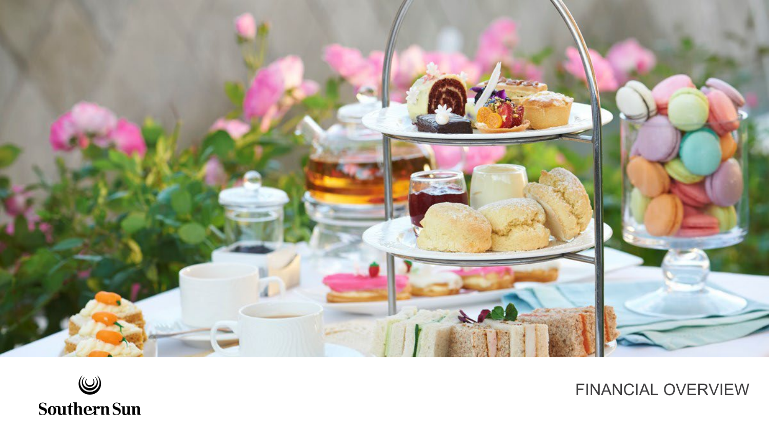# FINANCIAL OVERVIEW

Southern Sun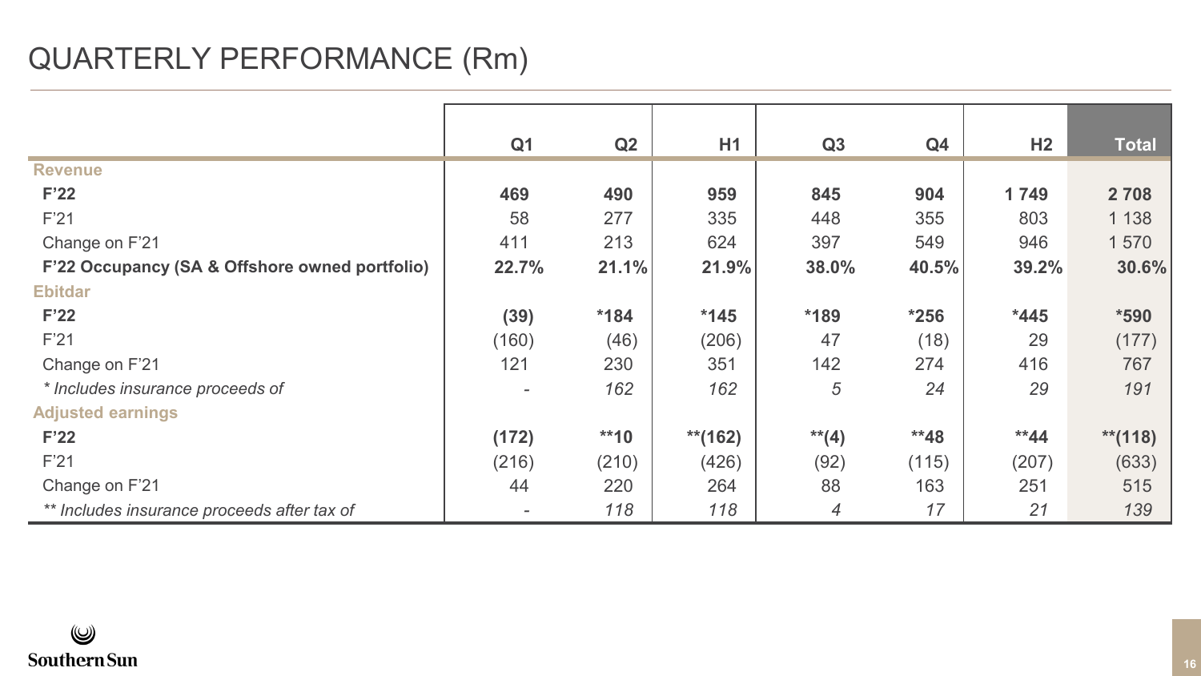# QUARTERLY PERFORMANCE (Rm)

| | Q1 | Q2 | H1 | Q3 | Q4 | H2 | Total |
|---|---|---|---|---|---|---|---|
| **Revenue** | | | | | | | |
| **F'22** | **469** | **490** | **959** | **845** | **904** | **1 749** | **2 708** |
| F'21 | 58 | 277 | 335 | 448 | 355 | 803 | 1 138 |
| Change on F'21 | 411 | 213 | 624 | 397 | 549 | 946 | 1 570 |
| **F'22 Occupancy (SA & Offshore owned portfolio)** | **22.7%** | **21.1%** | **21.9%** | **38.0%** | **40.5%** | **39.2%** | **30.6%** |
| **Ebitdar** | | | | | | | |
| **F'22** | **(39)** | **\*184** | **\*145** | **\*189** | **\*256** | **\*445** | **\*590** |
| F'21 | (160) | (46) | (206) | 47 | (18) | 29 | (177) |
| Change on F'21 | 121 | 230 | 351 | 142 | 274 | 416 | 767 |
| *\* Includes insurance proceeds of* | - | *162* | *162* | *5* | *24* | *29* | *191* |
| **Adjusted earnings** | | | | | | | |
| **F'22** | **(172)** | **\*\*10** | **\*\*(162)** | **\*\*(4)** | **\*\*48** | **\*\*44** | **\*\*(118)** |
| F'21 | (216) | (210) | (426) | (92) | (115) | (207) | (633) |
| Change on F'21 | 44 | 220 | 264 | 88 | 163 | 251 | 515 |
| *\*\* Includes insurance proceeds after tax of* | - | *118* | *118* | *4* | *17* | *21* | *139* |

SouthernSun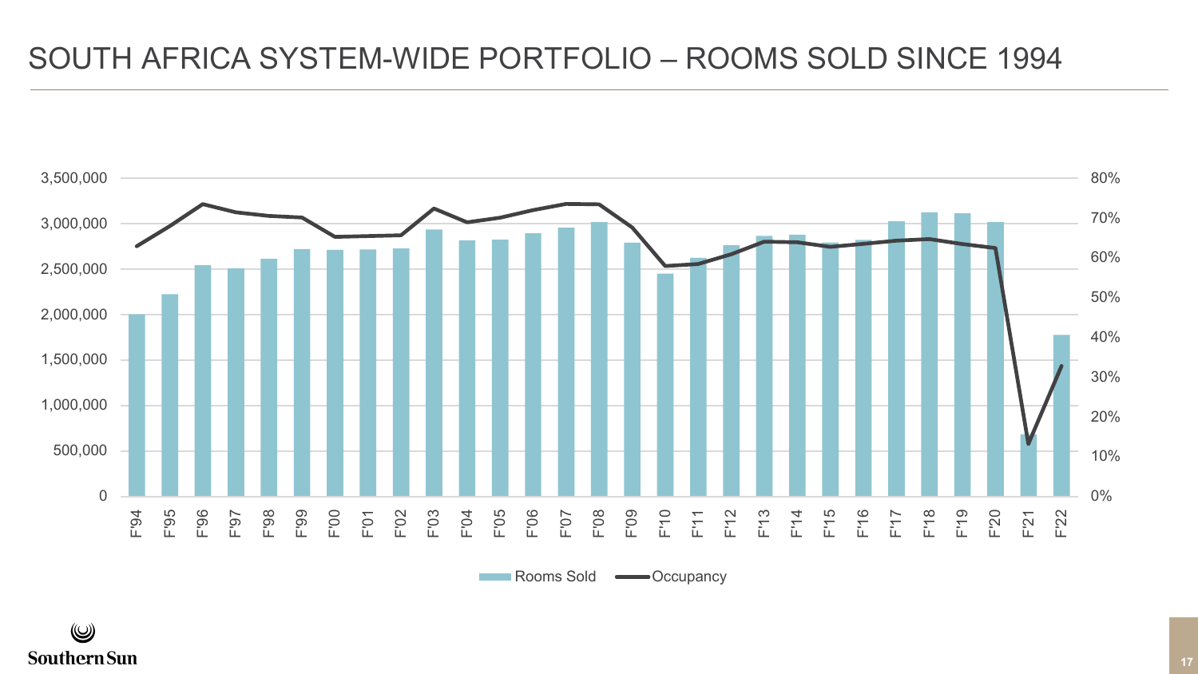# SOUTH AFRICA SYSTEM-WIDE PORTFOLIO – ROOMS SOLD SINCE 1994

Rooms Sold | Occupancy

F'94 F'95 F'96 F'97 F'98 F'99 F'00 F'01 F'02 F'03 F'04 F'05 F'06 F'07 F'08 F'09 F'10 F'11 F'12 F'13 F'14 F'15 F'16 F'17 F'18 F'19 F'20 F'21 F'22

0 | 500,000 | 1,000,000 | 1,500,000 | 2,000,000 | 2,500,000 | 3,000,000 | 3,500,000

0% | 10% | 20% | 30% | 40% | 50% | 60% | 70% | 80%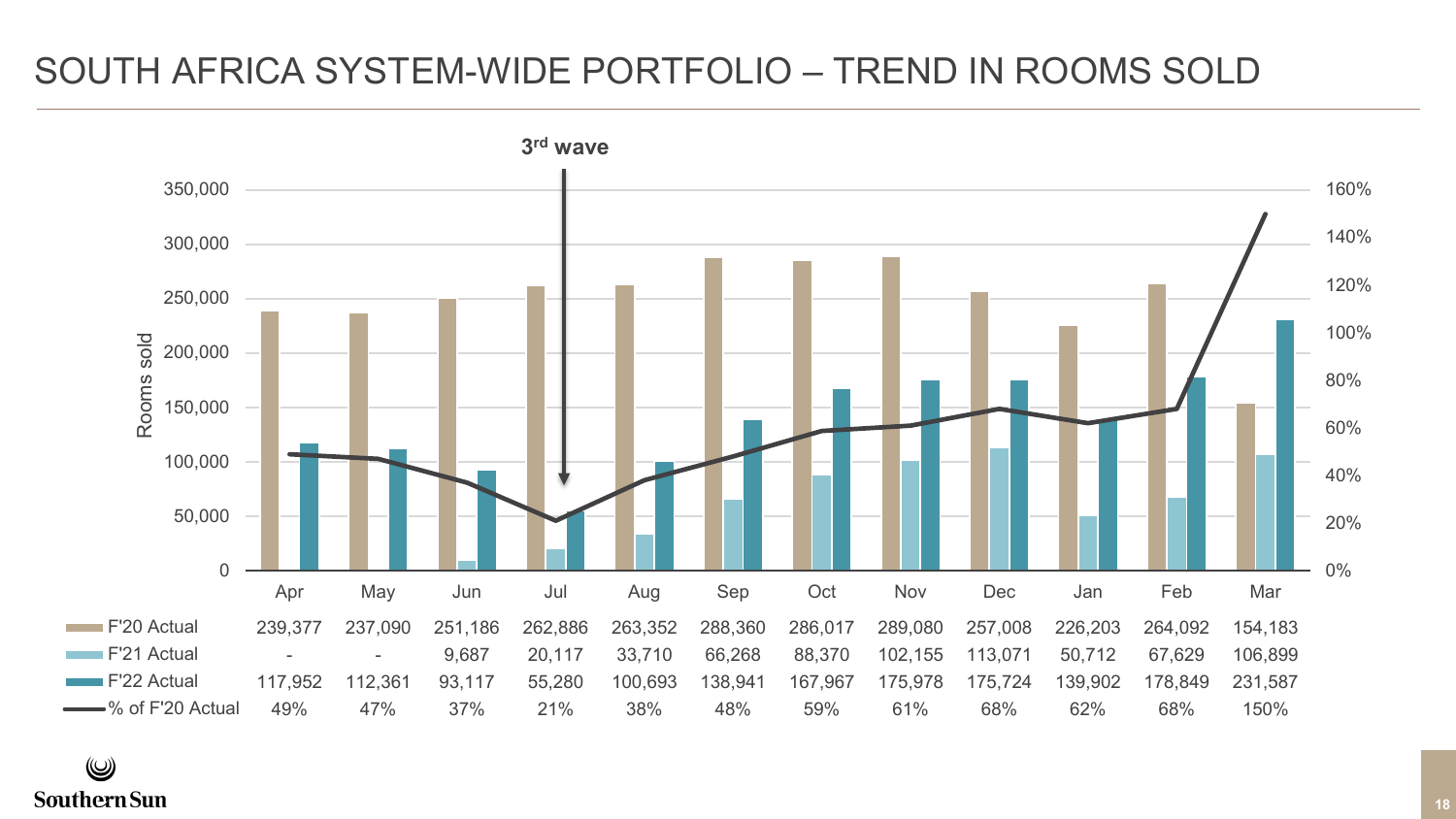# SOUTH AFRICA SYSTEM-WIDE PORTFOLIO – TREND IN ROOMS SOLD

3rd wave

| | Apr | May | Jun | Jul | Aug | Sep | Oct | Nov | Dec | Jan | Feb | Mar |
|---|---|---|---|---|---|---|---|---|---|---|---|---|
| F'20 Actual | 239,377 | 237,090 | 251,186 | 262,886 | 263,352 | 288,360 | 286,017 | 289,080 | 257,008 | 226,203 | 264,092 | 154,183 |
| F'21 Actual | - | - | 9,687 | 20,117 | 33,710 | 66,268 | 88,370 | 102,155 | 113,071 | 50,712 | 67,629 | 106,899 |
| F'22 Actual | 117,952 | 112,361 | 93,117 | 55,280 | 100,693 | 138,941 | 167,967 | 175,978 | 175,724 | 139,902 | 178,849 | 231,587 |
| % of F'20 Actual | 49% | 47% | 37% | 21% | 38% | 48% | 59% | 61% | 68% | 62% | 68% | 150% |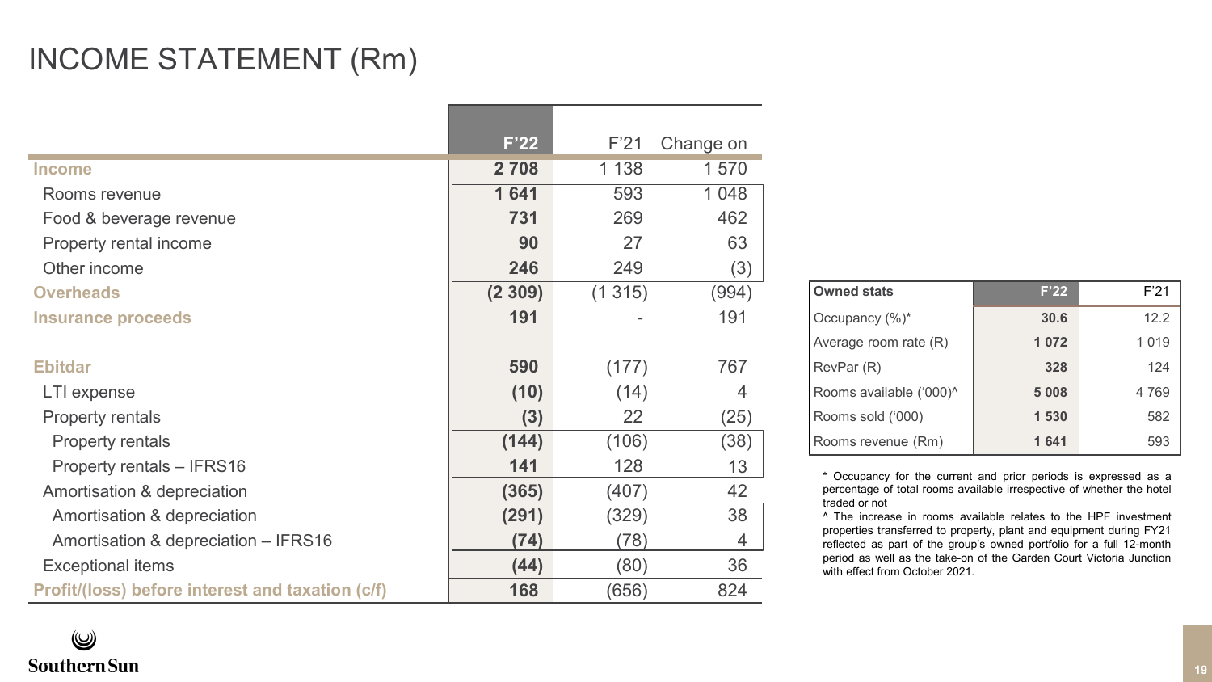# INCOME STATEMENT (Rm)

| | F'22 | F'21 | Change on |
|---|---|---|---|
| **Income** | **2 708** | 1 138 | 1 570 |
| Rooms revenue | **1 641** | 593 | 1 048 |
| Food & beverage revenue | **731** | 269 | 462 |
| Property rental income | **90** | 27 | 63 |
| Other income | **246** | 249 | (3) |
| **Overheads** | **(2 309)** | (1 315) | (994) |
| **Insurance proceeds** | **191** | - | 191 |
| | | | |
| **Ebitdar** | **590** | (177) | 767 |
| LTI expense | **(10)** | (14) | 4 |
| Property rentals | **(3)** | 22 | (25) |
| Property rentals | **(144)** | (106) | (38) |
| Property rentals – IFRS16 | **141** | 128 | 13 |
| Amortisation & depreciation | **(365)** | (407) | 42 |
| Amortisation & depreciation | **(291)** | (329) | 38 |
| Amortisation & depreciation – IFRS16 | **(74)** | (78) | 4 |
| Exceptional items | **(44)** | (80) | 36 |
| **Profit/(loss) before interest and taxation (c/f)** | **168** | (656) | 824 |

| Owned stats | F'22 | F'21 |
|---|---|---|
| Occupancy (%)* | **30.6** | 12.2 |
| Average room rate (R) | **1 072** | 1 019 |
| RevPar (R) | **328** | 124 |
| Rooms available ('000)^ | **5 008** | 4 769 |
| Rooms sold ('000) | **1 530** | 582 |
| Rooms revenue (Rm) | **1 641** | 593 |

\* Occupancy for the current and prior periods is expressed as a percentage of total rooms available irrespective of whether the hotel traded or not

^ The increase in rooms available relates to the HPF investment properties transferred to property, plant and equipment during FY21 reflected as part of the group's owned portfolio for a full 12-month period as well as the take-on of the Garden Court Victoria Junction with effect from October 2021.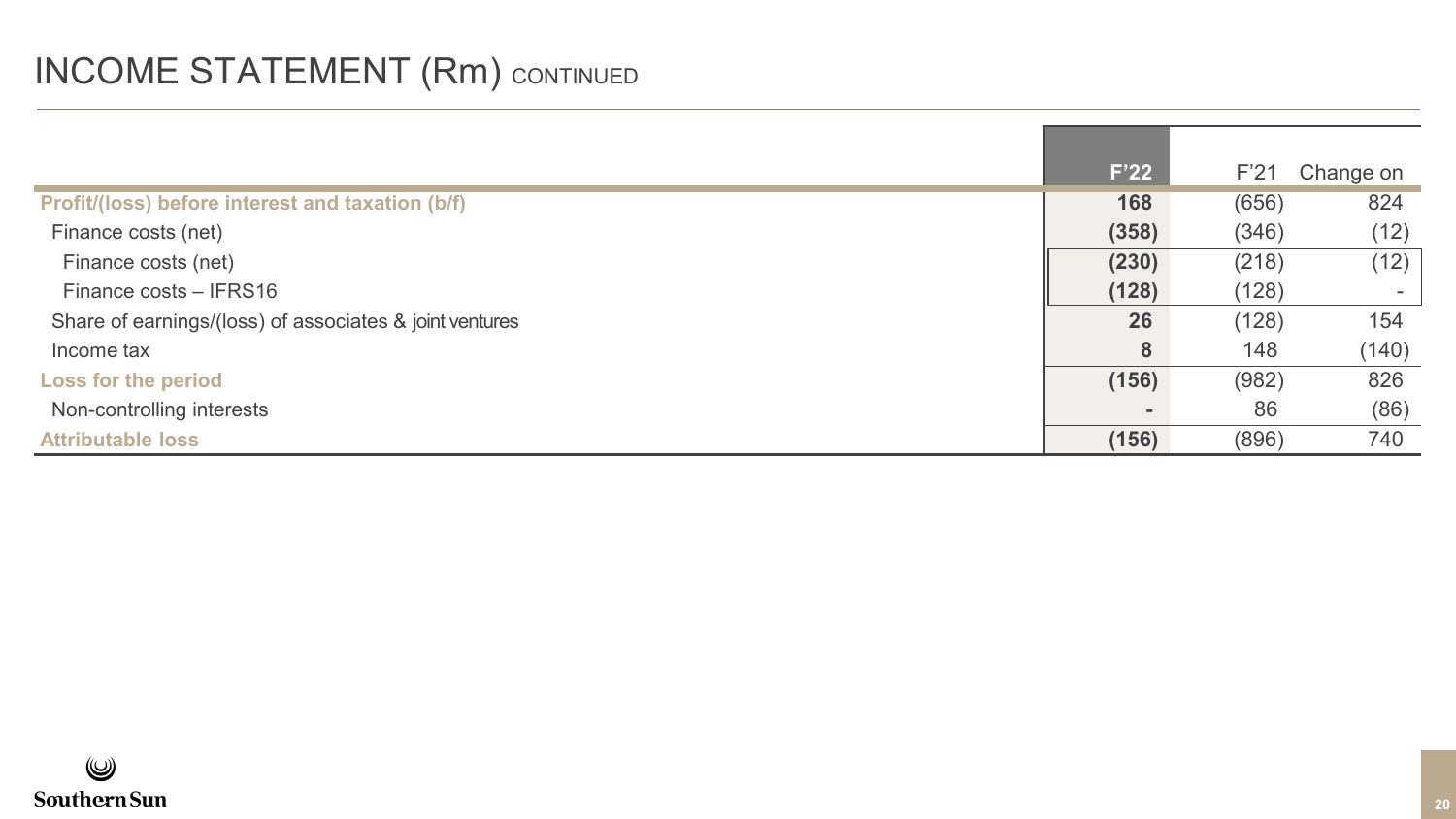# INCOME STATEMENT (Rm) CONTINUED

| | F'22 | F'21 | Change on |
|---|---|---|---|
| **Profit/(loss) before interest and taxation (b/f)** | **168** | (656) | 824 |
| Finance costs (net) | **(358)** | (346) | (12) |
| Finance costs (net) | **(230)** | (218) | (12) |
| Finance costs – IFRS16 | **(128)** | (128) | - |
| Share of earnings/(loss) of associates & joint ventures | **26** | (128) | 154 |
| Income tax | **8** | 148 | (140) |
| **Loss for the period** | **(156)** | (982) | 826 |
| Non-controlling interests | **-** | 86 | (86) |
| **Attributable loss** | **(156)** | (896) | 740 |

Southern Sun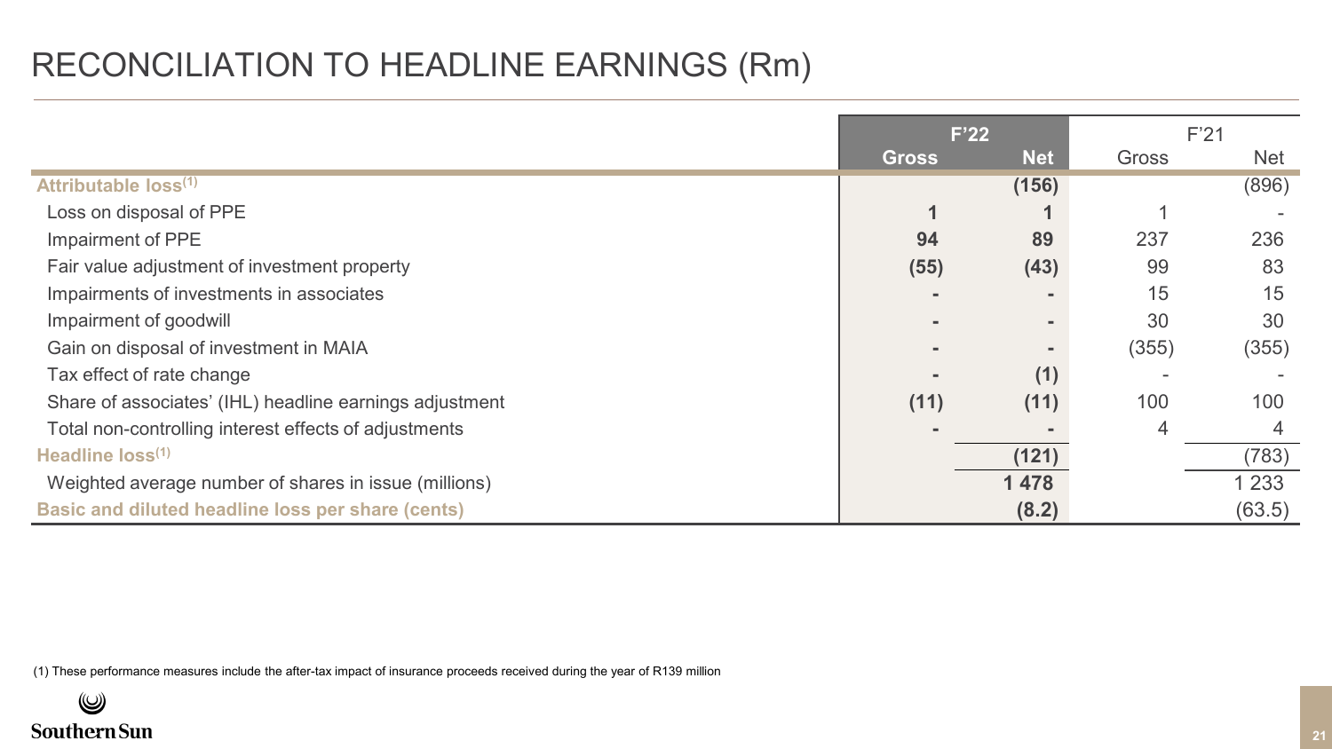# RECONCILIATION TO HEADLINE EARNINGS (Rm)

| | F'22 | | F'21 | |
|---|---|---|---|---|
| | Gross | Net | Gross | Net |
| **Attributable loss[1]** | | **(156)** | | (896) |
| Loss on disposal of PPE | **1** | **1** | 1 | - |
| Impairment of PPE | **94** | **89** | 237 | 236 |
| Fair value adjustment of investment property | **(55)** | **(43)** | 99 | 83 |
| Impairments of investments in associates | **-** | **-** | 15 | 15 |
| Impairment of goodwill | **-** | **-** | 30 | 30 |
| Gain on disposal of investment in MAIA | **-** | **-** | (355) | (355) |
| Tax effect of rate change | **-** | **(1)** | - | - |
| Share of associates' (IHL) headline earnings adjustment | **(11)** | **(11)** | 100 | 100 |
| Total non-controlling interest effects of adjustments | **-** | **-** | 4 | 4 |
| **Headline loss[1]** | | **(121)** | | (783) |
| Weighted average number of shares in issue (millions) | | **1 478** | | 1 233 |
| **Basic and diluted headline loss per share (cents)** | | **(8.2)** | | (63.5) |

(1) These performance measures include the after-tax impact of insurance proceeds received during the year of R139 million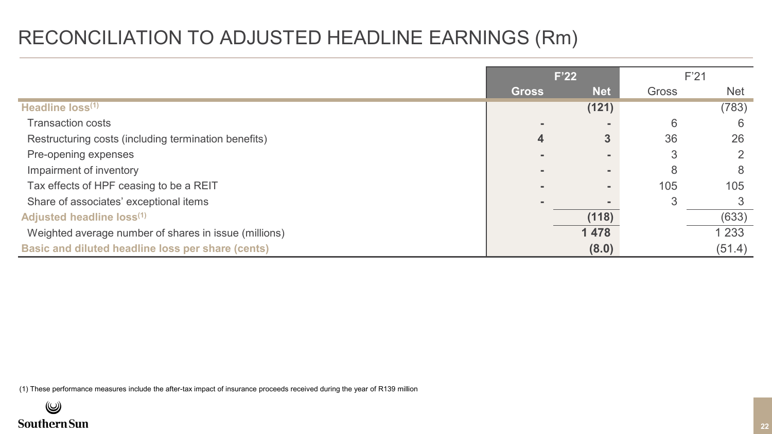# RECONCILIATION TO ADJUSTED HEADLINE EARNINGS (Rm)

| | F'22 | | F'21 | |
|---|---|---|---|---|
| | **Gross** | **Net** | Gross | Net |
| **Headline loss[1]** | | **(121)** | | (783) |
| Transaction costs | - | - | 6 | 6 |
| Restructuring costs (including termination benefits) | **4** | **3** | 36 | 26 |
| Pre-opening expenses | - | - | 3 | 2 |
| Impairment of inventory | - | - | 8 | 8 |
| Tax effects of HPF ceasing to be a REIT | - | - | 105 | 105 |
| Share of associates' exceptional items | - | - | 3 | 3 |
| **Adjusted headline loss[1]** | | **(118)** | | (633) |
| Weighted average number of shares in issue (millions) | | **1 478** | | 1 233 |
| **Basic and diluted headline loss per share (cents)** | | **(8.0)** | | (51.4) |

(1) These performance measures include the after-tax impact of insurance proceeds received during the year of R139 million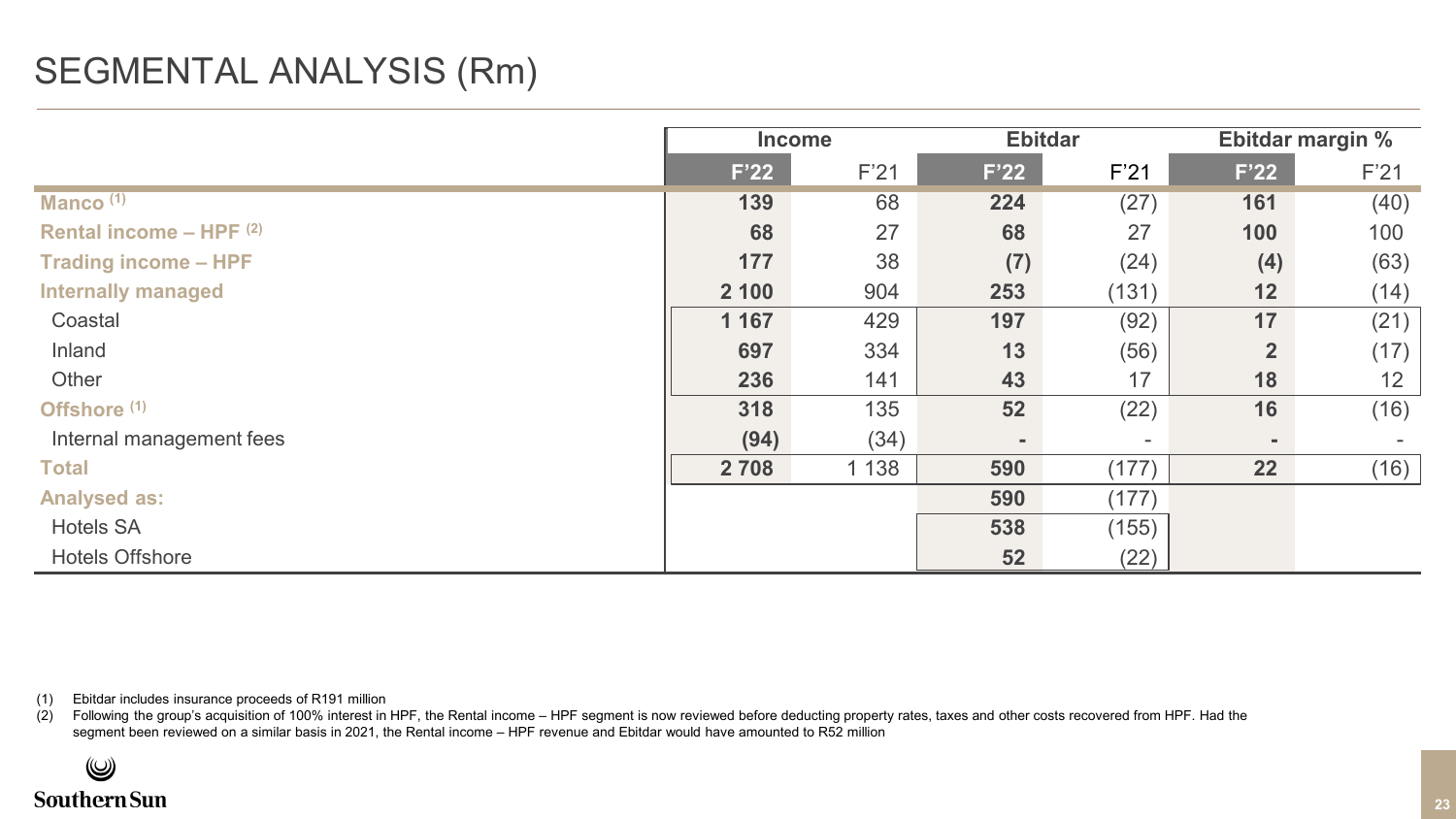# SEGMENTAL ANALYSIS (Rm)

| | Income | | Ebitdar | | Ebitdar margin % | |
|---|---|---|---|---|---|---|
| | F'22 | F'21 | F'22 | F'21 | F'22 | F'21 |
| **Manco** [1] | **139** | 68 | **224** | (27) | **161** | (40) |
| **Rental income – HPF** [2] | **68** | 27 | **68** | 27 | **100** | 100 |
| **Trading income – HPF** | **177** | 38 | **(7)** | (24) | **(4)** | (63) |
| **Internally managed** | **2 100** | 904 | **253** | (131) | **12** | (14) |
| Coastal | **1 167** | 429 | **197** | (92) | **17** | (21) |
| Inland | **697** | 334 | **13** | (56) | **2** | (17) |
| Other | **236** | 141 | **43** | 17 | **18** | 12 |
| **Offshore** [1] | **318** | 135 | **52** | (22) | **16** | (16) |
| Internal management fees | **(94)** | (34) | **-** | - | **-** | - |
| **Total** | **2 708** | 1 138 | **590** | (177) | **22** | (16) |
| **Analysed as:** | | | **590** | (177) | | |
| Hotels SA | | | **538** | (155) | | |
| Hotels Offshore | | | **52** | (22) | | |

(1) Ebitdar includes insurance proceeds of R191 million

(2) Following the group's acquisition of 100% interest in HPF, the Rental income – HPF segment is now reviewed before deducting property rates, taxes and other costs recovered from HPF. Had the segment been reviewed on a similar basis in 2021, the Rental income – HPF revenue and Ebitdar would have amounted to R52 million

SouthernSun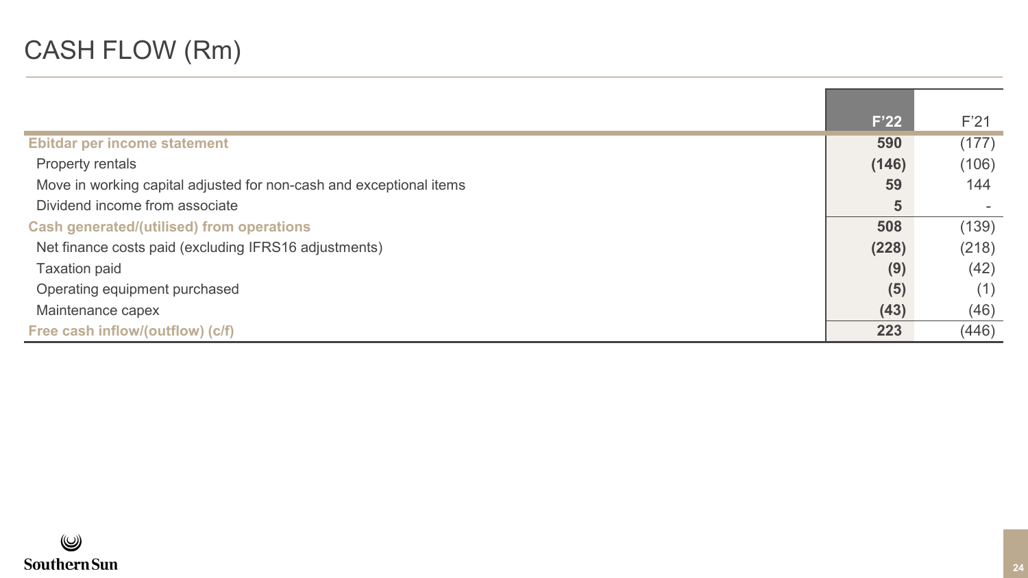# CASH FLOW (Rm)

| | F'22 | F'21 |
|---|---|---|
| **Ebitdar per income statement** | **590** | (177) |
| Property rentals | **(146)** | (106) |
| Move in working capital adjusted for non-cash and exceptional items | **59** | 144 |
| Dividend income from associate | **5** | - |
| **Cash generated/(utilised) from operations** | **508** | (139) |
| Net finance costs paid (excluding IFRS16 adjustments) | **(228)** | (218) |
| Taxation paid | **(9)** | (42) |
| Operating equipment purchased | **(5)** | (1) |
| Maintenance capex | **(43)** | (46) |
| **Free cash inflow/(outflow) (c/f)** | **223** | (446) |

SouthernSun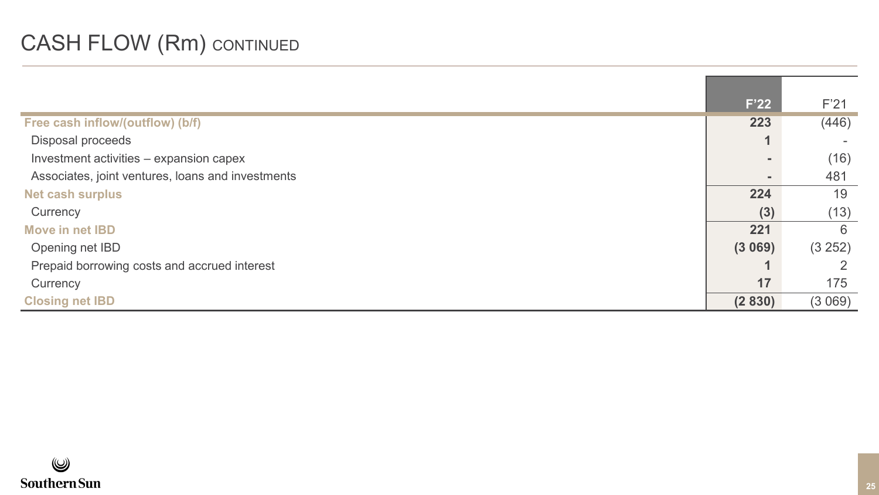# CASH FLOW (Rm) CONTINUED

| | F'22 | F'21 |
|---|---|---|
| **Free cash inflow/(outflow) (b/f)** | **223** | (446) |
| Disposal proceeds | **1** | - |
| Investment activities – expansion capex | **-** | (16) |
| Associates, joint ventures, loans and investments | **-** | 481 |
| **Net cash surplus** | **224** | 19 |
| Currency | **(3)** | (13) |
| **Move in net IBD** | **221** | 6 |
| Opening net IBD | **(3 069)** | (3 252) |
| Prepaid borrowing costs and accrued interest | **1** | 2 |
| Currency | **17** | 175 |
| **Closing net IBD** | **(2 830)** | (3 069) |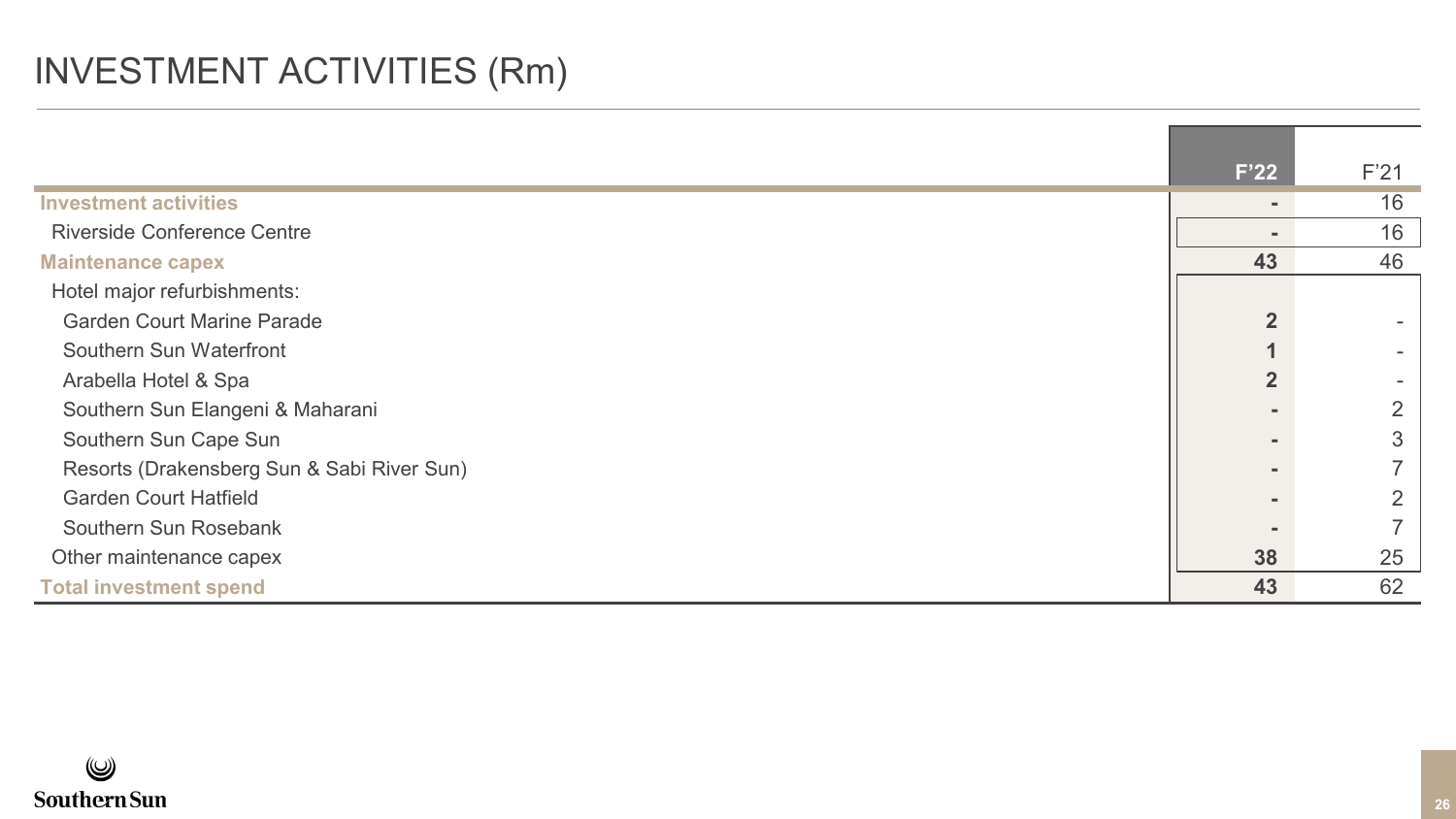# INVESTMENT ACTIVITIES (Rm)

| | F'22 | F'21 |
|---|---|---|
| **Investment activities** | - | 16 |
| Riverside Conference Centre | - | 16 |
| **Maintenance capex** | 43 | 46 |
| Hotel major refurbishments: | | |
| Garden Court Marine Parade | 2 | - |
| Southern Sun Waterfront | 1 | - |
| Arabella Hotel & Spa | 2 | - |
| Southern Sun Elangeni & Maharani | - | 2 |
| Southern Sun Cape Sun | - | 3 |
| Resorts (Drakensberg Sun & Sabi River Sun) | - | 7 |
| Garden Court Hatfield | - | 2 |
| Southern Sun Rosebank | - | 7 |
| Other maintenance capex | 38 | 25 |
| **Total investment spend** | 43 | 62 |

Southern Sun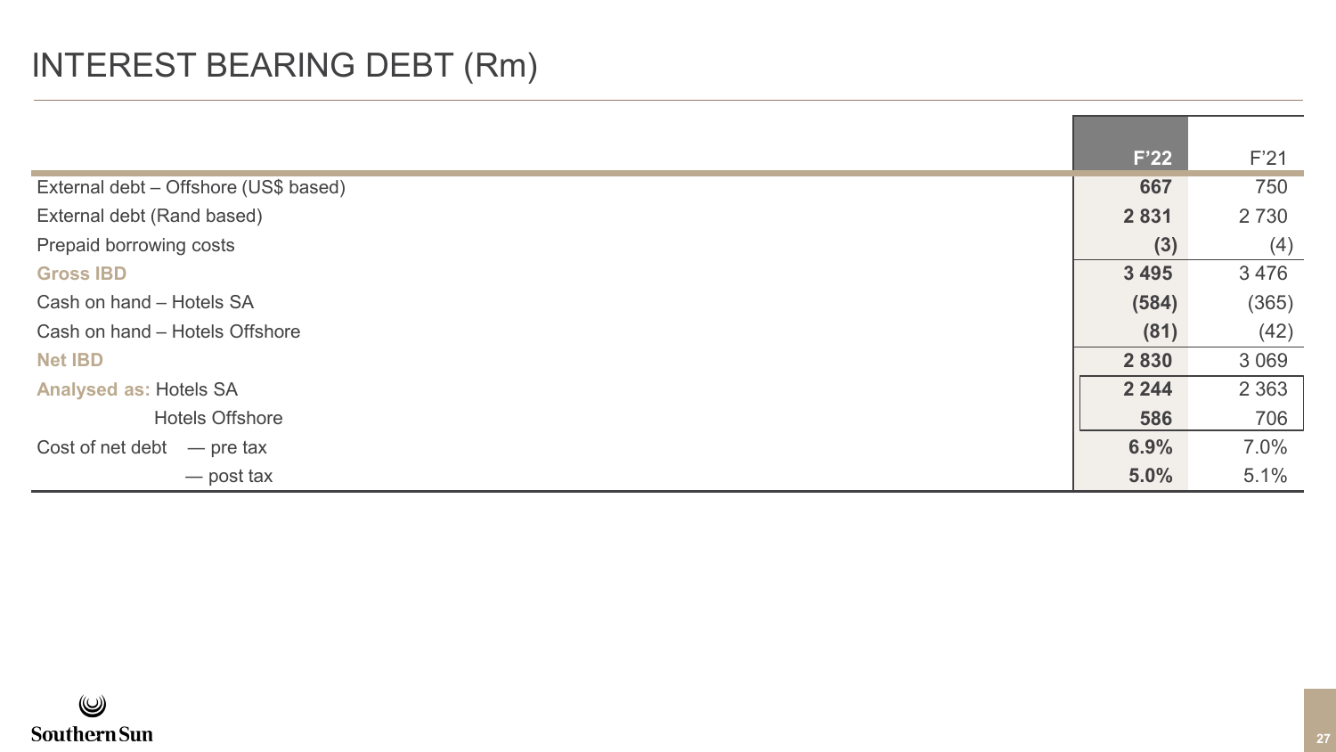# INTEREST BEARING DEBT (Rm)

| | F'22 | F'21 |
|---|---|---|
| External debt – Offshore (US$ based) | **667** | 750 |
| External debt (Rand based) | **2 831** | 2 730 |
| Prepaid borrowing costs | **(3)** | (4) |
| **Gross IBD** | **3 495** | 3 476 |
| Cash on hand – Hotels SA | **(584)** | (365) |
| Cash on hand – Hotels Offshore | **(81)** | (42) |
| **Net IBD** | **2 830** | 3 069 |
| **Analysed as:** Hotels SA | **2 244** | 2 363 |
| Hotels Offshore | **586** | 706 |
| Cost of net debt — pre tax | **6.9%** | 7.0% |
| — post tax | **5.0%** | 5.1% |

Southern Sun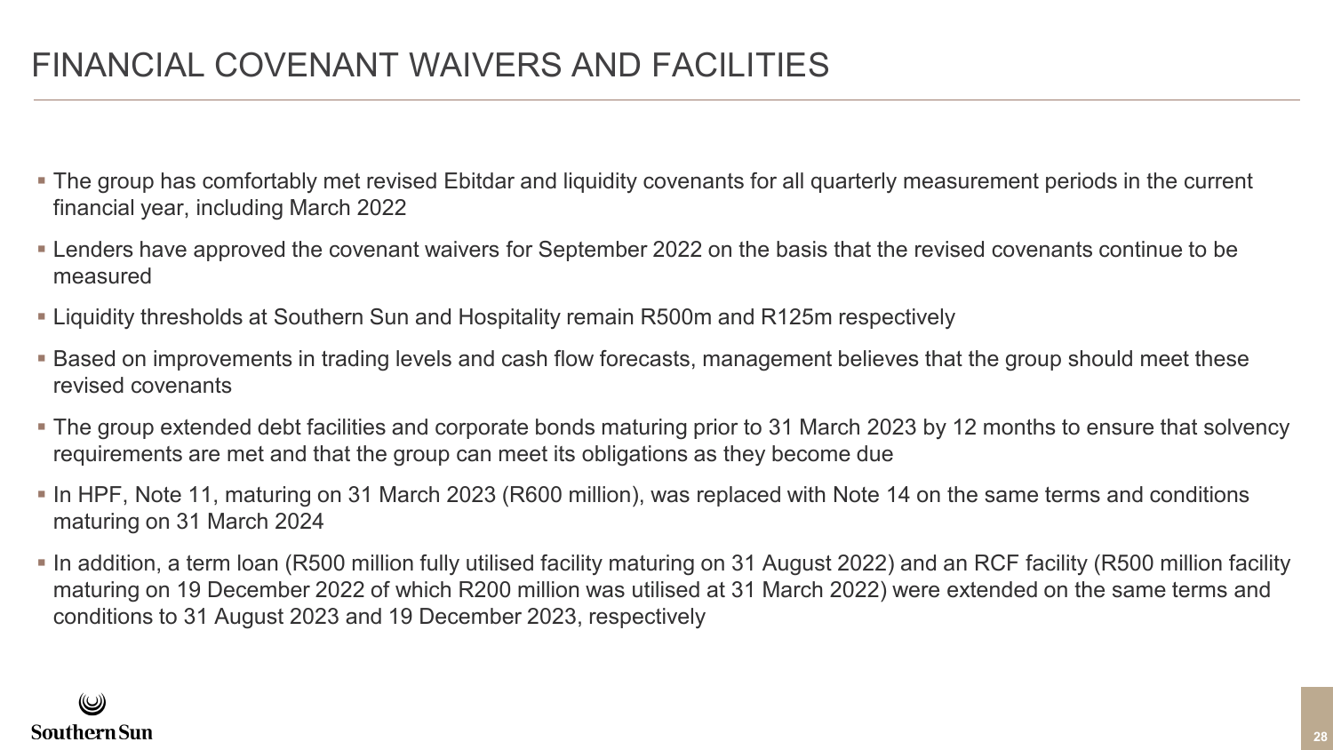# FINANCIAL COVENANT WAIVERS AND FACILITIES

- The group has comfortably met revised Ebitdar and liquidity covenants for all quarterly measurement periods in the current financial year, including March 2022
- Lenders have approved the covenant waivers for September 2022 on the basis that the revised covenants continue to be measured
- Liquidity thresholds at Southern Sun and Hospitality remain R500m and R125m respectively
- Based on improvements in trading levels and cash flow forecasts, management believes that the group should meet these revised covenants
- The group extended debt facilities and corporate bonds maturing prior to 31 March 2023 by 12 months to ensure that solvency requirements are met and that the group can meet its obligations as they become due
- In HPF, Note 11, maturing on 31 March 2023 (R600 million), was replaced with Note 14 on the same terms and conditions maturing on 31 March 2024
- In addition, a term loan (R500 million fully utilised facility maturing on 31 August 2022) and an RCF facility (R500 million facility maturing on 19 December 2022 of which R200 million was utilised at 31 March 2022) were extended on the same terms and conditions to 31 August 2023 and 19 December 2023, respectively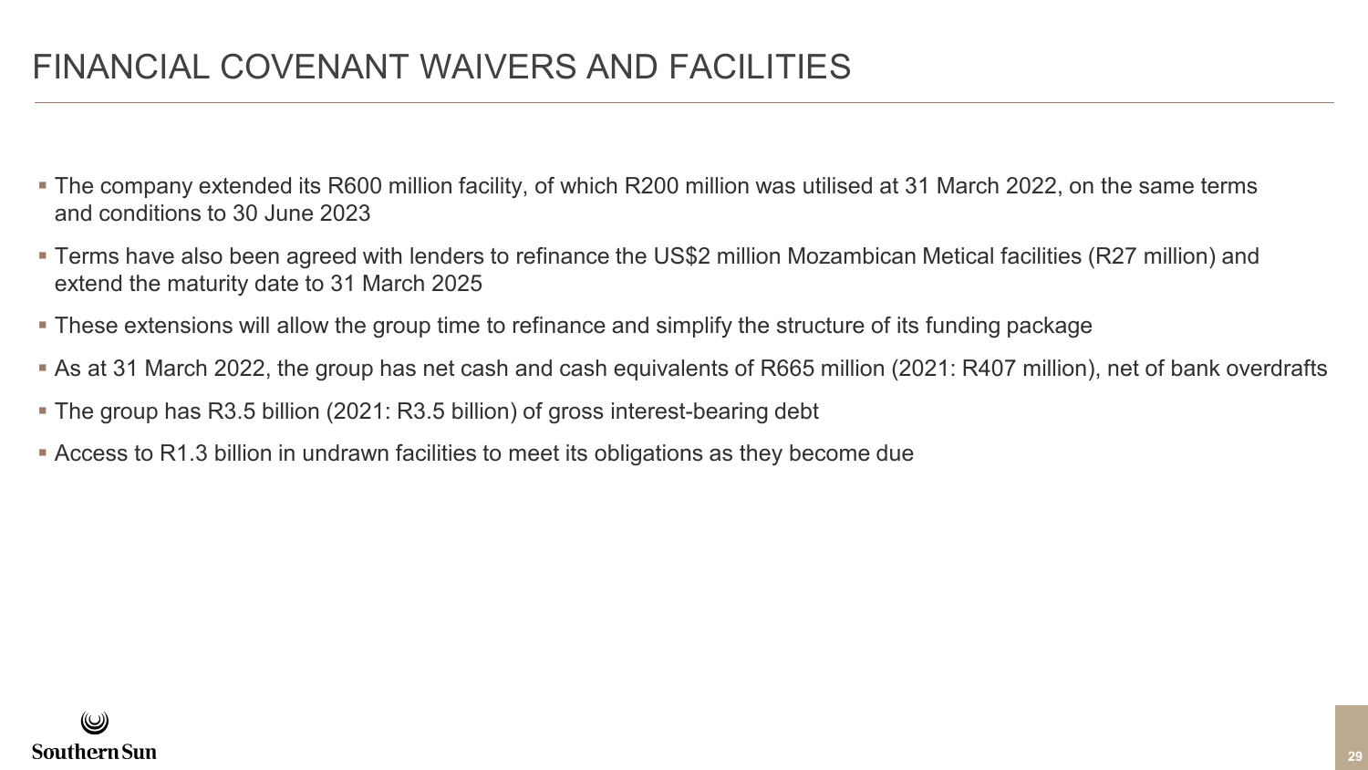# FINANCIAL COVENANT WAIVERS AND FACILITIES

- The company extended its R600 million facility, of which R200 million was utilised at 31 March 2022, on the same terms and conditions to 30 June 2023
- Terms have also been agreed with lenders to refinance the US$2 million Mozambican Metical facilities (R27 million) and extend the maturity date to 31 March 2025
- These extensions will allow the group time to refinance and simplify the structure of its funding package
- As at 31 March 2022, the group has net cash and cash equivalents of R665 million (2021: R407 million), net of bank overdrafts
- The group has R3.5 billion (2021: R3.5 billion) of gross interest-bearing debt
- Access to R1.3 billion in undrawn facilities to meet its obligations as they become due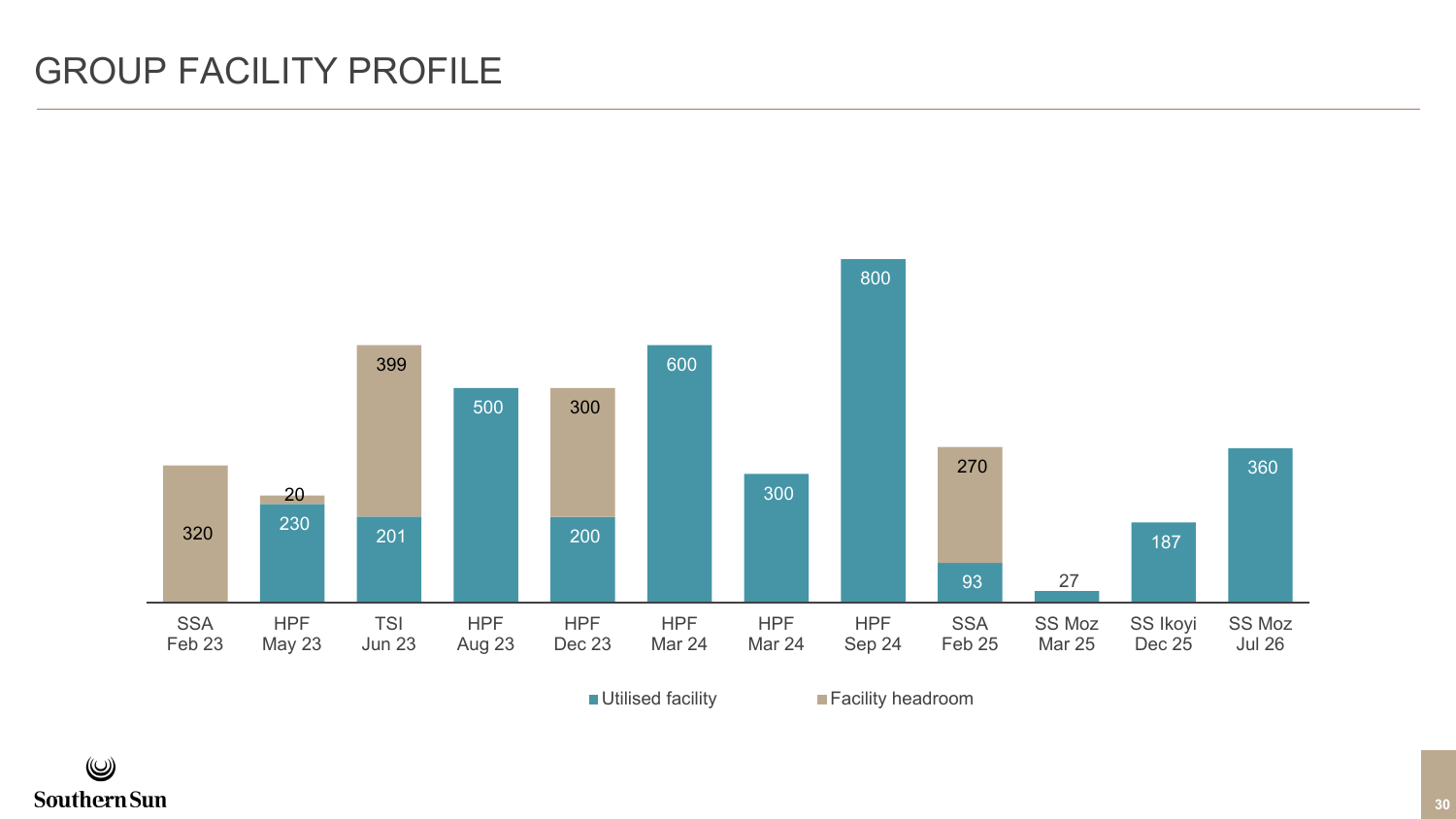# GROUP FACILITY PROFILE

| Facility | Utilised facility | Facility headroom |
|---|---|---|
| SSA Feb 23 | | 320 |
| HPF May 23 | 230 | 20 |
| TSI Jun 23 | 201 | 399 |
| HPF Aug 23 | 500 | |
| HPF Dec 23 | 200 | 300 |
| HPF Mar 24 | 600 | |
| HPF Mar 24 | 300 | |
| HPF Sep 24 | 800 | |
| SSA Feb 25 | 93 | 270 |
| SS Moz Mar 25 | 27 | |
| SS Ikoyi Dec 25 | 187 | |
| SS Moz Jul 26 | 360 | |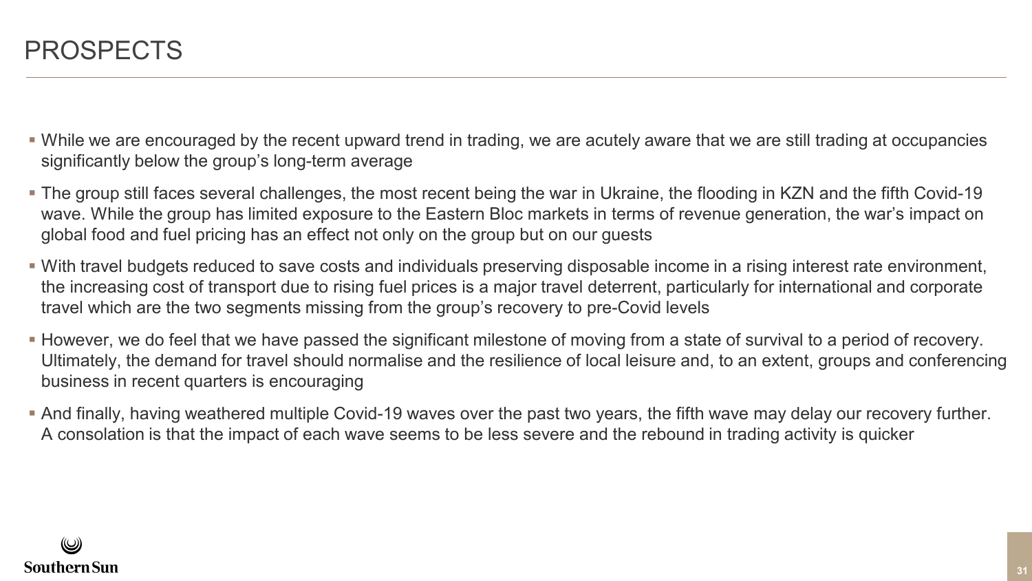# PROSPECTS

- While we are encouraged by the recent upward trend in trading, we are acutely aware that we are still trading at occupancies significantly below the group's long-term average
- The group still faces several challenges, the most recent being the war in Ukraine, the flooding in KZN and the fifth Covid-19 wave. While the group has limited exposure to the Eastern Bloc markets in terms of revenue generation, the war's impact on global food and fuel pricing has an effect not only on the group but on our guests
- With travel budgets reduced to save costs and individuals preserving disposable income in a rising interest rate environment, the increasing cost of transport due to rising fuel prices is a major travel deterrent, particularly for international and corporate travel which are the two segments missing from the group's recovery to pre-Covid levels
- However, we do feel that we have passed the significant milestone of moving from a state of survival to a period of recovery. Ultimately, the demand for travel should normalise and the resilience of local leisure and, to an extent, groups and conferencing business in recent quarters is encouraging
- And finally, having weathered multiple Covid-19 waves over the past two years, the fifth wave may delay our recovery further. A consolation is that the impact of each wave seems to be less severe and the rebound in trading activity is quicker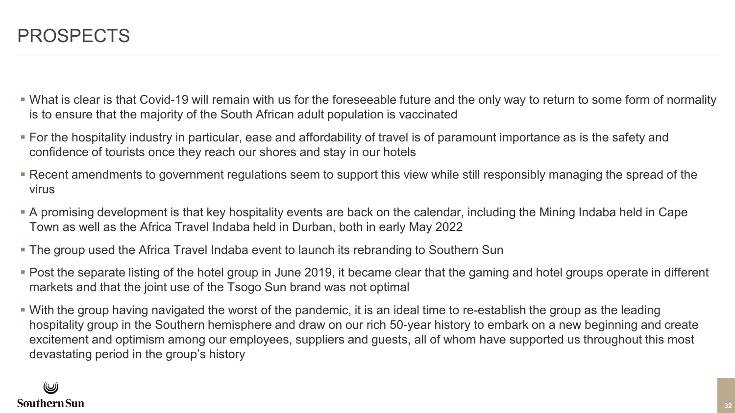# PROSPECTS

- What is clear is that Covid-19 will remain with us for the foreseeable future and the only way to return to some form of normality is to ensure that the majority of the South African adult population is vaccinated
- For the hospitality industry in particular, ease and affordability of travel is of paramount importance as is the safety and confidence of tourists once they reach our shores and stay in our hotels
- Recent amendments to government regulations seem to support this view while still responsibly managing the spread of the virus
- A promising development is that key hospitality events are back on the calendar, including the Mining Indaba held in Cape Town as well as the Africa Travel Indaba held in Durban, both in early May 2022
- The group used the Africa Travel Indaba event to launch its rebranding to Southern Sun
- Post the separate listing of the hotel group in June 2019, it became clear that the gaming and hotel groups operate in different markets and that the joint use of the Tsogo Sun brand was not optimal
- With the group having navigated the worst of the pandemic, it is an ideal time to re-establish the group as the leading hospitality group in the Southern hemisphere and draw on our rich 50-year history to embark on a new beginning and create excitement and optimism among our employees, suppliers and guests, all of whom have supported us throughout this most devastating period in the group's history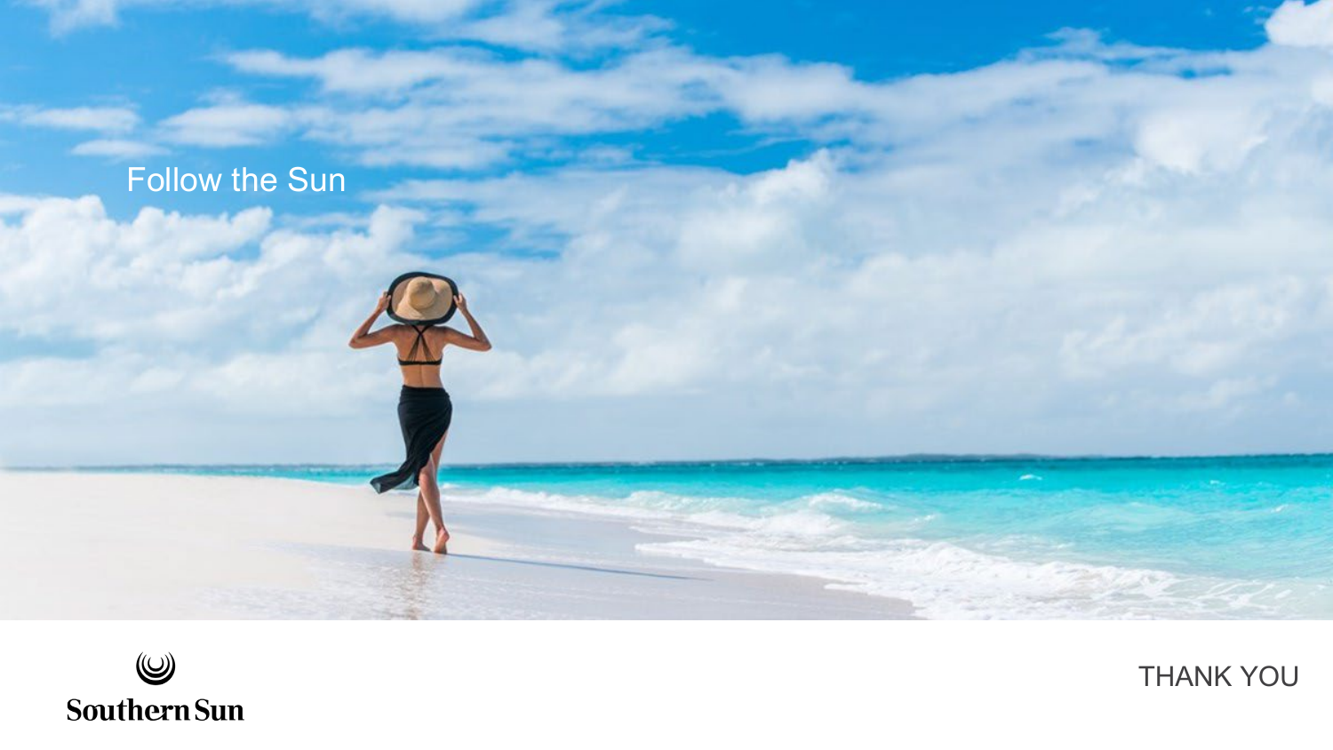Follow the Sun

Southern Sun

THANK YOU